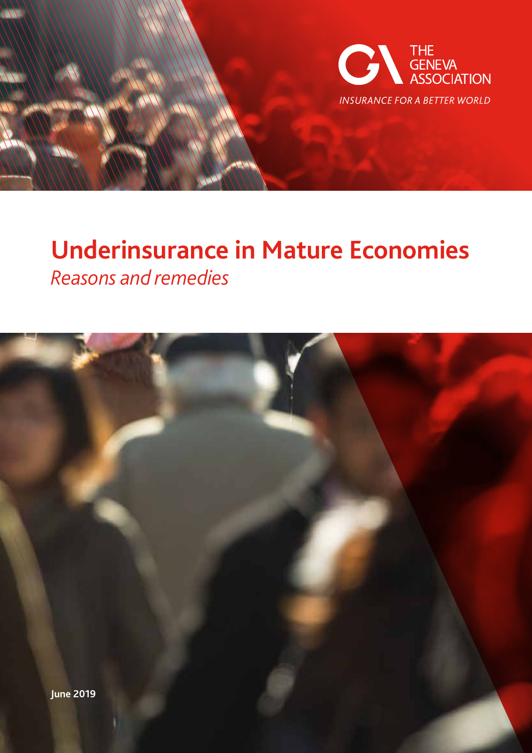THE GENEVA ASSOCIATION

*INSURANCE FOR A BETTER WORLD*

# Underinsurance in Mature Economies

*Reasons and remedies*

**June 2019**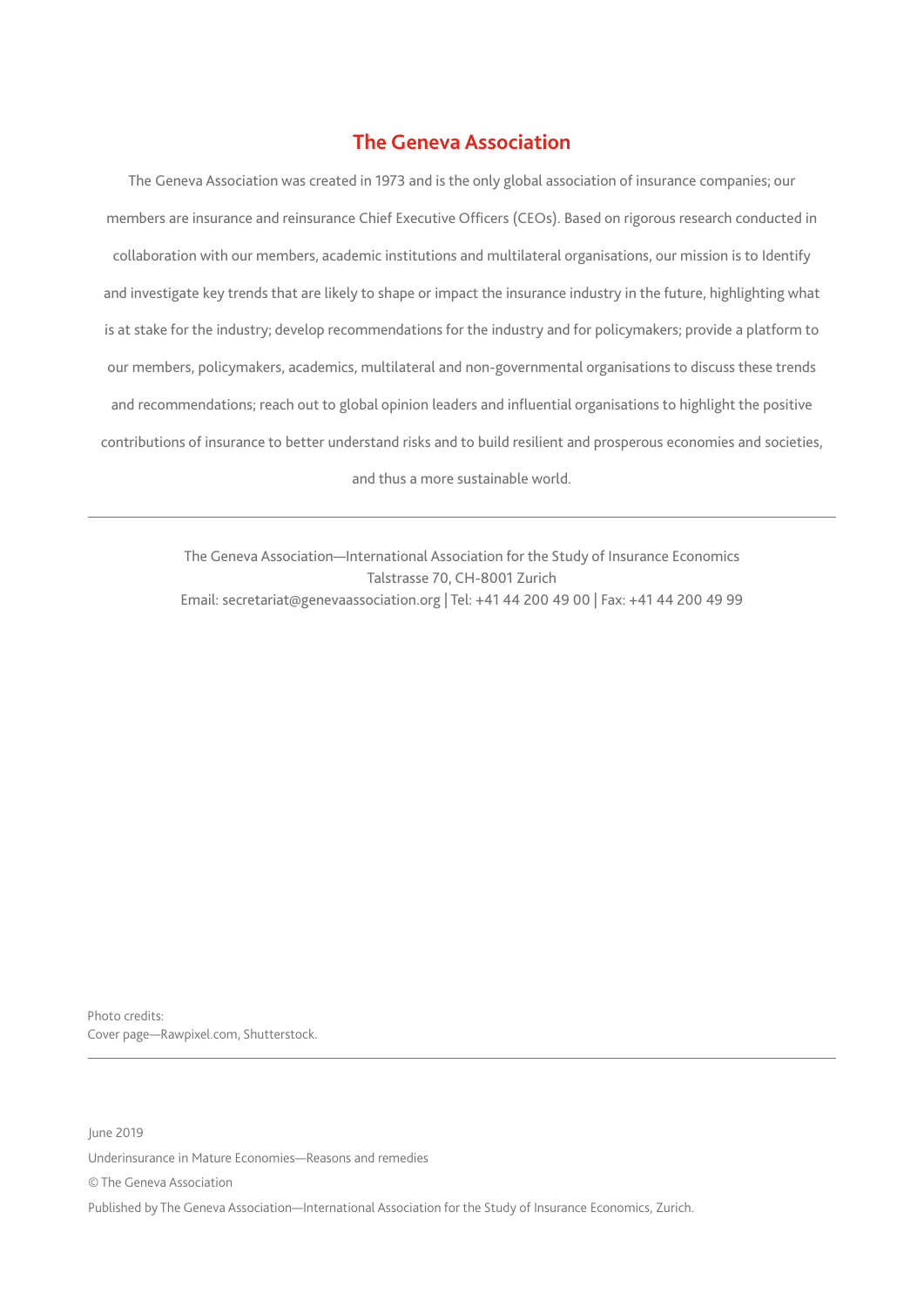## The Geneva Association

The Geneva Association was created in 1973 and is the only global association of insurance companies; our members are insurance and reinsurance Chief Executive Officers (CEOs). Based on rigorous research conducted in collaboration with our members, academic institutions and multilateral organisations, our mission is to Identify and investigate key trends that are likely to shape or impact the insurance industry in the future, highlighting what is at stake for the industry; develop recommendations for the industry and for policymakers; provide a platform to our members, policymakers, academics, multilateral and non-governmental organisations to discuss these trends and recommendations; reach out to global opinion leaders and influential organisations to highlight the positive contributions of insurance to better understand risks and to build resilient and prosperous economies and societies, and thus a more sustainable world.

---

The Geneva Association—International Association for the Study of Insurance Economics
Talstrasse 70, CH-8001 Zurich
Email: secretariat@genevaassociation.org | Tel: +41 44 200 49 00 | Fax: +41 44 200 49 99

Photo credits:
Cover page—Rawpixel.com, Shutterstock.

---

June 2019

Underinsurance in Mature Economies—Reasons and remedies

© The Geneva Association

Published by The Geneva Association—International Association for the Study of Insurance Economics, Zurich.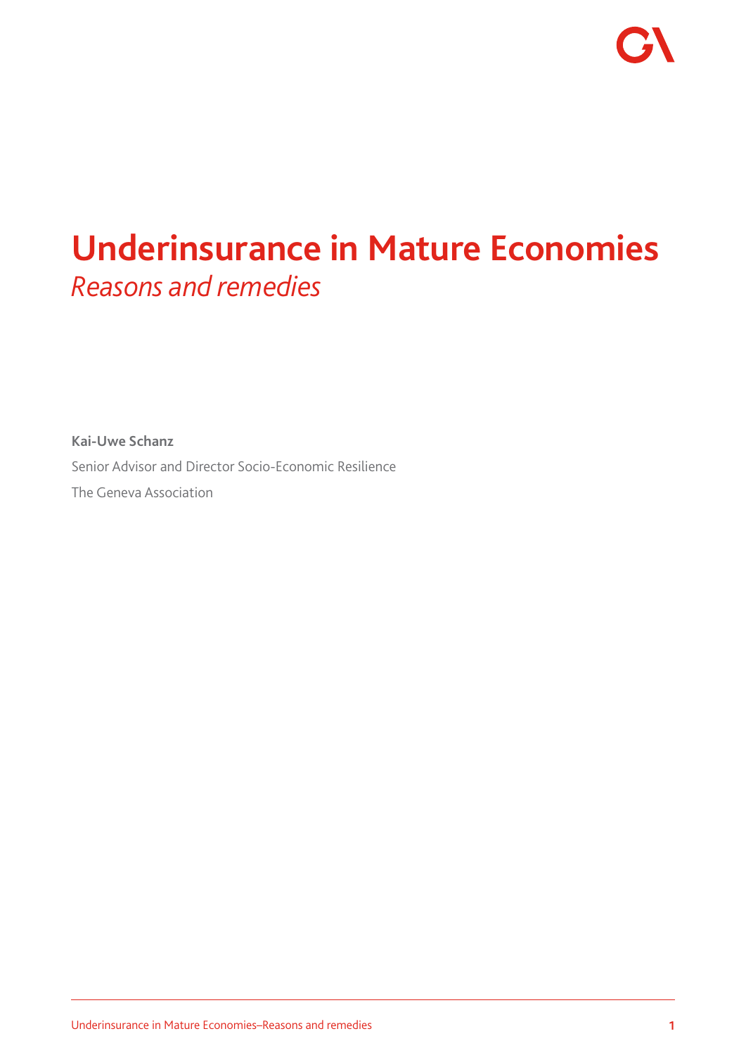# Underinsurance in Mature Economies

*Reasons and remedies*

**Kai-Uwe Schanz**

Senior Advisor and Director Socio-Economic Resilience

The Geneva Association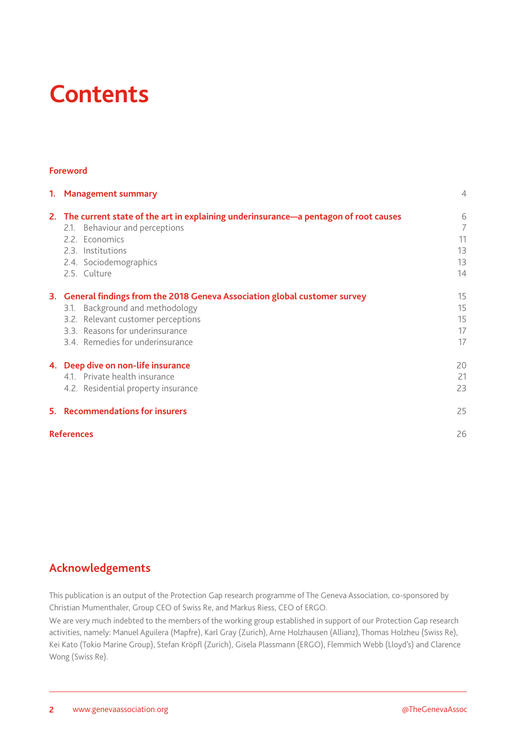# Contents

**Foreword**

| | | |
|---|---|---|
| **1.** | **Management summary** | 4 |
| **2.** | **The current state of the art in explaining underinsurance—a pentagon of root causes** | 6 |
| 2.1. | Behaviour and perceptions | 7 |
| 2.2. | Economics | 11 |
| 2.3. | Institutions | 13 |
| 2.4. | Sociodemographics | 13 |
| 2.5. | Culture | 14 |
| **3.** | **General findings from the 2018 Geneva Association global customer survey** | 15 |
| 3.1. | Background and methodology | 15 |
| 3.2. | Relevant customer perceptions | 15 |
| 3.3. | Reasons for underinsurance | 17 |
| 3.4. | Remedies for underinsurance | 17 |
| **4.** | **Deep dive on non-life insurance** | 20 |
| 4.1. | Private health insurance | 21 |
| 4.2. | Residential property insurance | 23 |
| **5.** | **Recommendations for insurers** | 25 |
| | **References** | 26 |

## Acknowledgements

This publication is an output of the Protection Gap research programme of The Geneva Association, co-sponsored by Christian Mumenthaler, Group CEO of Swiss Re, and Markus Riess, CEO of ERGO.

We are very much indebted to the members of the working group established in support of our Protection Gap research activities, namely: Manuel Aguilera (Mapfre), Karl Gray (Zurich), Arne Holzhausen (Allianz), Thomas Holzheu (Swiss Re), Kei Kato (Tokio Marine Group), Stefan Kröpfl (Zurich), Gisela Plassmann (ERGO), Flemmich Webb (Lloyd's) and Clarence Wong (Swiss Re).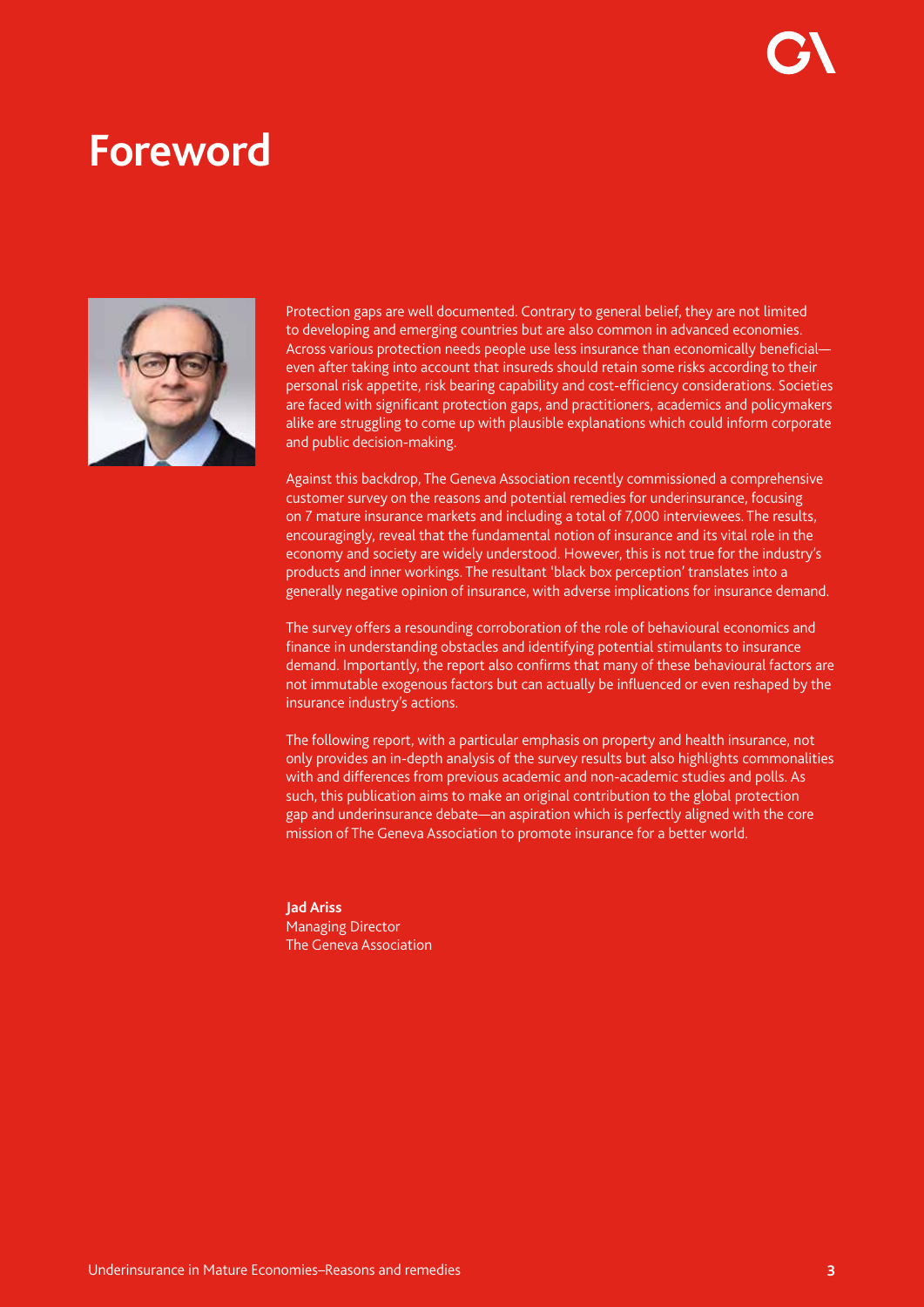# Foreword

Protection gaps are well documented. Contrary to general belief, they are not limited to developing and emerging countries but are also common in advanced economies. Across various protection needs people use less insurance than economically beneficial—even after taking into account that insureds should retain some risks according to their personal risk appetite, risk bearing capability and cost-efficiency considerations. Societies are faced with significant protection gaps, and practitioners, academics and policymakers alike are struggling to come up with plausible explanations which could inform corporate and public decision-making.

Against this backdrop, The Geneva Association recently commissioned a comprehensive customer survey on the reasons and potential remedies for underinsurance, focusing on 7 mature insurance markets and including a total of 7,000 interviewees. The results, encouragingly, reveal that the fundamental notion of insurance and its vital role in the economy and society are widely understood. However, this is not true for the industry's products and inner workings. The resultant 'black box perception' translates into a generally negative opinion of insurance, with adverse implications for insurance demand.

The survey offers a resounding corroboration of the role of behavioural economics and finance in understanding obstacles and identifying potential stimulants to insurance demand. Importantly, the report also confirms that many of these behavioural factors are not immutable exogenous factors but can actually be influenced or even reshaped by the insurance industry's actions.

The following report, with a particular emphasis on property and health insurance, not only provides an in-depth analysis of the survey results but also highlights commonalities with and differences from previous academic and non-academic studies and polls. As such, this publication aims to make an original contribution to the global protection gap and underinsurance debate—an aspiration which is perfectly aligned with the core mission of The Geneva Association to promote insurance for a better world.

**Jad Ariss**
Managing Director
The Geneva Association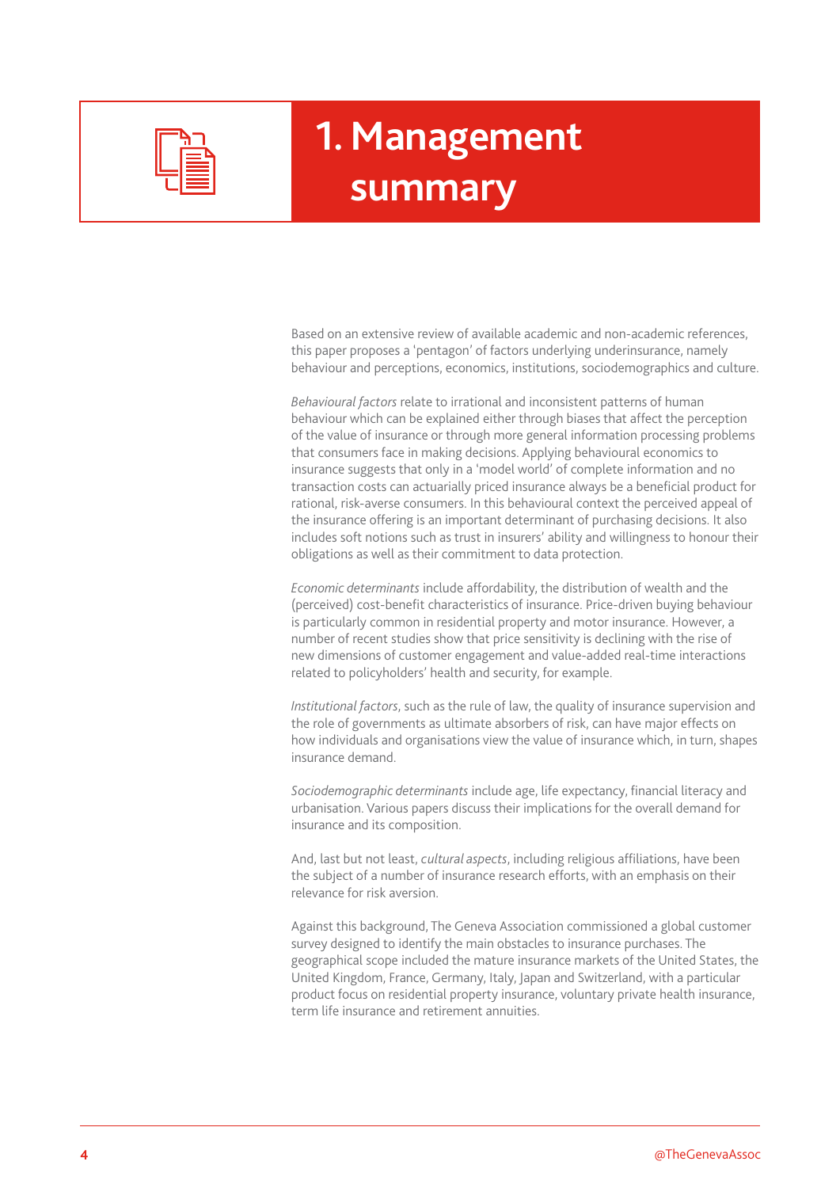# 1. Management summary

Based on an extensive review of available academic and non-academic references, this paper proposes a 'pentagon' of factors underlying underinsurance, namely behaviour and perceptions, economics, institutions, sociodemographics and culture.

*Behavioural factors* relate to irrational and inconsistent patterns of human behaviour which can be explained either through biases that affect the perception of the value of insurance or through more general information processing problems that consumers face in making decisions. Applying behavioural economics to insurance suggests that only in a 'model world' of complete information and no transaction costs can actuarially priced insurance always be a beneficial product for rational, risk-averse consumers. In this behavioural context the perceived appeal of the insurance offering is an important determinant of purchasing decisions. It also includes soft notions such as trust in insurers' ability and willingness to honour their obligations as well as their commitment to data protection.

*Economic determinants* include affordability, the distribution of wealth and the (perceived) cost-benefit characteristics of insurance. Price-driven buying behaviour is particularly common in residential property and motor insurance. However, a number of recent studies show that price sensitivity is declining with the rise of new dimensions of customer engagement and value-added real-time interactions related to policyholders' health and security, for example.

*Institutional factors*, such as the rule of law, the quality of insurance supervision and the role of governments as ultimate absorbers of risk, can have major effects on how individuals and organisations view the value of insurance which, in turn, shapes insurance demand.

*Sociodemographic determinants* include age, life expectancy, financial literacy and urbanisation. Various papers discuss their implications for the overall demand for insurance and its composition.

And, last but not least, *cultural aspects*, including religious affiliations, have been the subject of a number of insurance research efforts, with an emphasis on their relevance for risk aversion.

Against this background, The Geneva Association commissioned a global customer survey designed to identify the main obstacles to insurance purchases. The geographical scope included the mature insurance markets of the United States, the United Kingdom, France, Germany, Italy, Japan and Switzerland, with a particular product focus on residential property insurance, voluntary private health insurance, term life insurance and retirement annuities.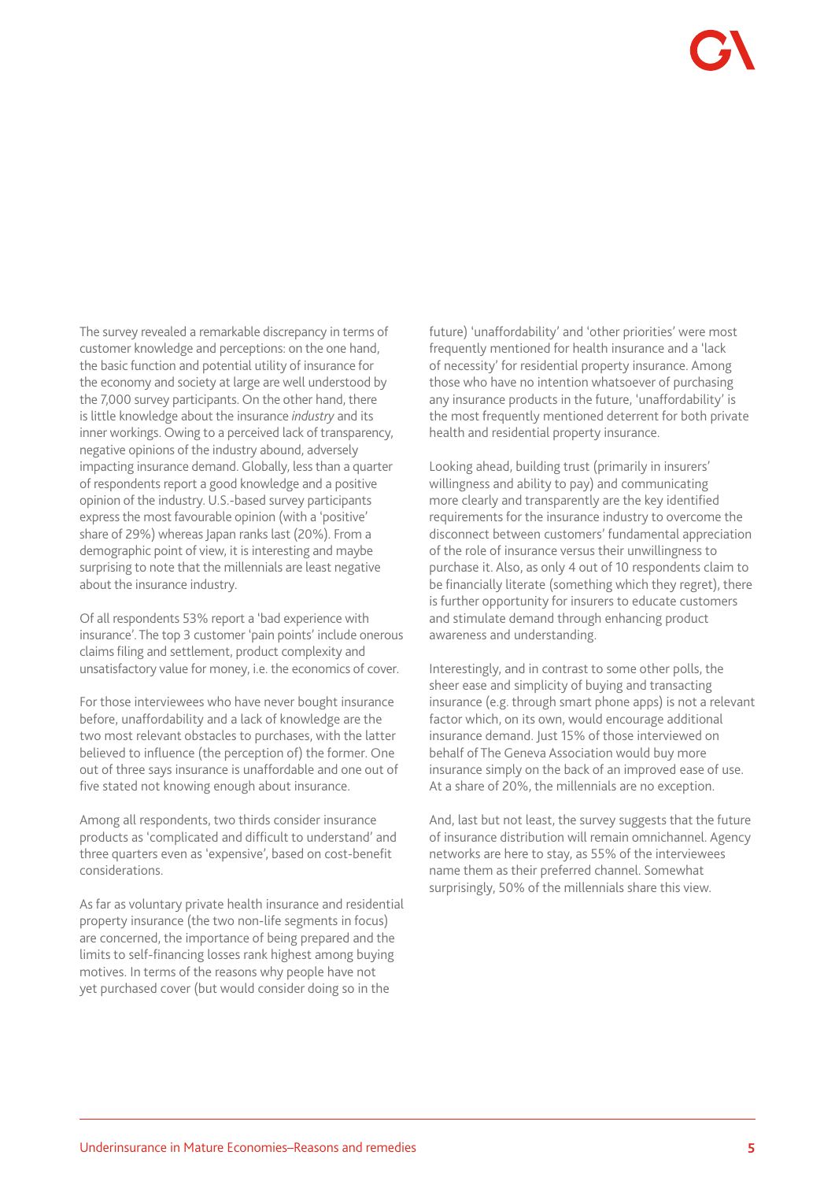The survey revealed a remarkable discrepancy in terms of customer knowledge and perceptions: on the one hand, the basic function and potential utility of insurance for the economy and society at large are well understood by the 7,000 survey participants. On the other hand, there is little knowledge about the insurance *industry* and its inner workings. Owing to a perceived lack of transparency, negative opinions of the industry abound, adversely impacting insurance demand. Globally, less than a quarter of respondents report a good knowledge and a positive opinion of the industry. U.S.-based survey participants express the most favourable opinion (with a 'positive' share of 29%) whereas Japan ranks last (20%). From a demographic point of view, it is interesting and maybe surprising to note that the millennials are least negative about the insurance industry.

Of all respondents 53% report a 'bad experience with insurance'. The top 3 customer 'pain points' include onerous claims filing and settlement, product complexity and unsatisfactory value for money, i.e. the economics of cover.

For those interviewees who have never bought insurance before, unaffordability and a lack of knowledge are the two most relevant obstacles to purchases, with the latter believed to influence (the perception of) the former. One out of three says insurance is unaffordable and one out of five stated not knowing enough about insurance.

Among all respondents, two thirds consider insurance products as 'complicated and difficult to understand' and three quarters even as 'expensive', based on cost-benefit considerations.

As far as voluntary private health insurance and residential property insurance (the two non-life segments in focus) are concerned, the importance of being prepared and the limits to self-financing losses rank highest among buying motives. In terms of the reasons why people have not yet purchased cover (but would consider doing so in the future) 'unaffordability' and 'other priorities' were most frequently mentioned for health insurance and a 'lack of necessity' for residential property insurance. Among those who have no intention whatsoever of purchasing any insurance products in the future, 'unaffordability' is the most frequently mentioned deterrent for both private health and residential property insurance.

Looking ahead, building trust (primarily in insurers' willingness and ability to pay) and communicating more clearly and transparently are the key identified requirements for the insurance industry to overcome the disconnect between customers' fundamental appreciation of the role of insurance versus their unwillingness to purchase it. Also, as only 4 out of 10 respondents claim to be financially literate (something which they regret), there is further opportunity for insurers to educate customers and stimulate demand through enhancing product awareness and understanding.

Interestingly, and in contrast to some other polls, the sheer ease and simplicity of buying and transacting insurance (e.g. through smart phone apps) is not a relevant factor which, on its own, would encourage additional insurance demand. Just 15% of those interviewed on behalf of The Geneva Association would buy more insurance simply on the back of an improved ease of use. At a share of 20%, the millennials are no exception.

And, last but not least, the survey suggests that the future of insurance distribution will remain omnichannel. Agency networks are here to stay, as 55% of the interviewees name them as their preferred channel. Somewhat surprisingly, 50% of the millennials share this view.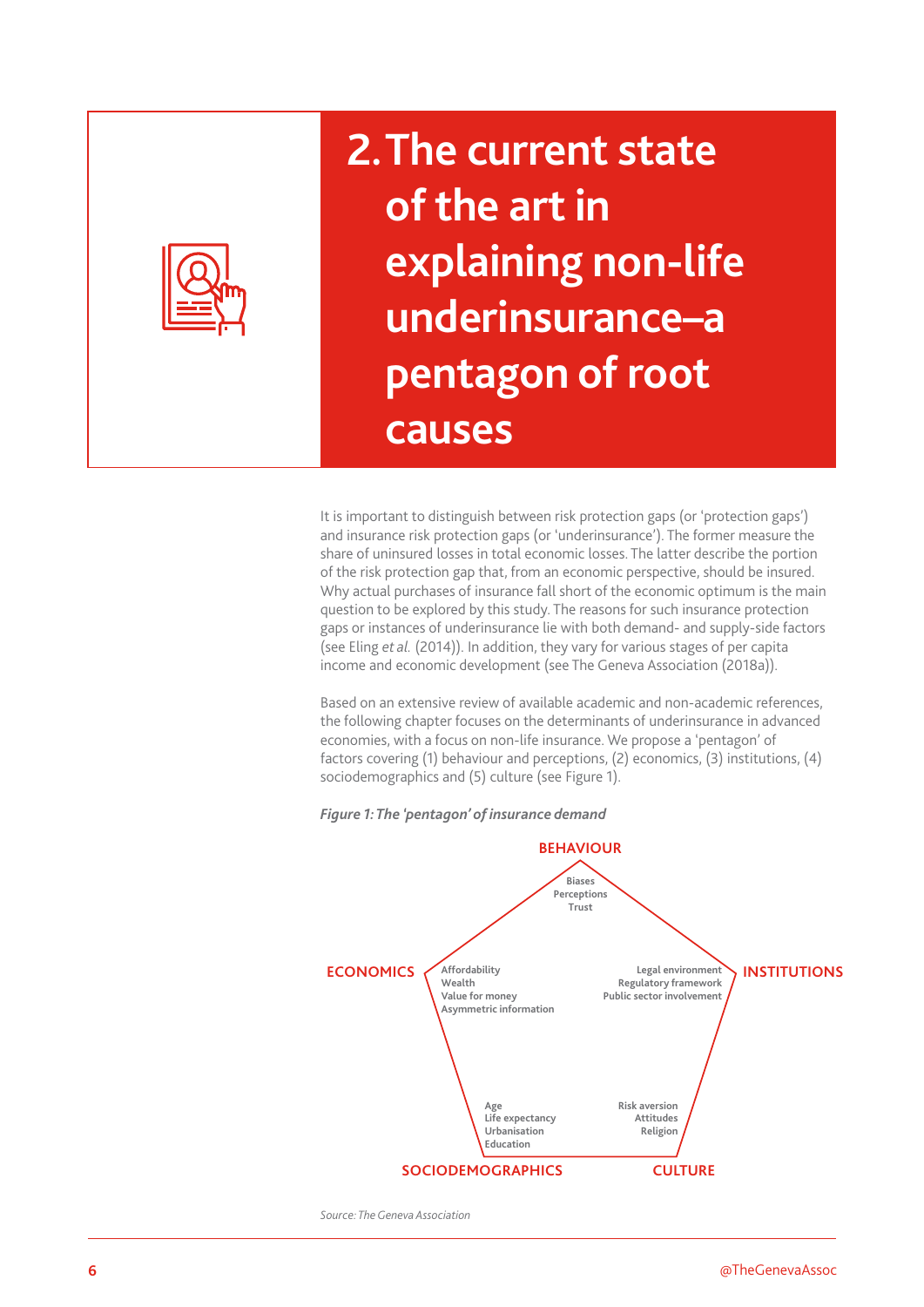# 2. The current state of the art in explaining non-life underinsurance–a pentagon of root causes

It is important to distinguish between risk protection gaps (or 'protection gaps') and insurance risk protection gaps (or 'underinsurance'). The former measure the share of uninsured losses in total economic losses. The latter describe the portion of the risk protection gap that, from an economic perspective, should be insured. Why actual purchases of insurance fall short of the economic optimum is the main question to be explored by this study. The reasons for such insurance protection gaps or instances of underinsurance lie with both demand- and supply-side factors (see Eling *et al.* (2014)). In addition, they vary for various stages of per capita income and economic development (see The Geneva Association (2018a)).

Based on an extensive review of available academic and non-academic references, the following chapter focuses on the determinants of underinsurance in advanced economies, with a focus on non-life insurance. We propose a 'pentagon' of factors covering (1) behaviour and perceptions, (2) economics, (3) institutions, (4) sociodemographics and (5) culture (see Figure 1).

***Figure 1: The 'pentagon' of insurance demand***

**BEHAVIOUR**
Biases
Perceptions
Trust

**ECONOMICS**
Affordability
Wealth
Value for money
Asymmetric information

**INSTITUTIONS**
Legal environment
Regulatory framework
Public sector involvement

**SOCIODEMOGRAPHICS**
Age
Life expectancy
Urbanisation
Education

**CULTURE**
Risk aversion
Attitudes
Religion

*Source: The Geneva Association*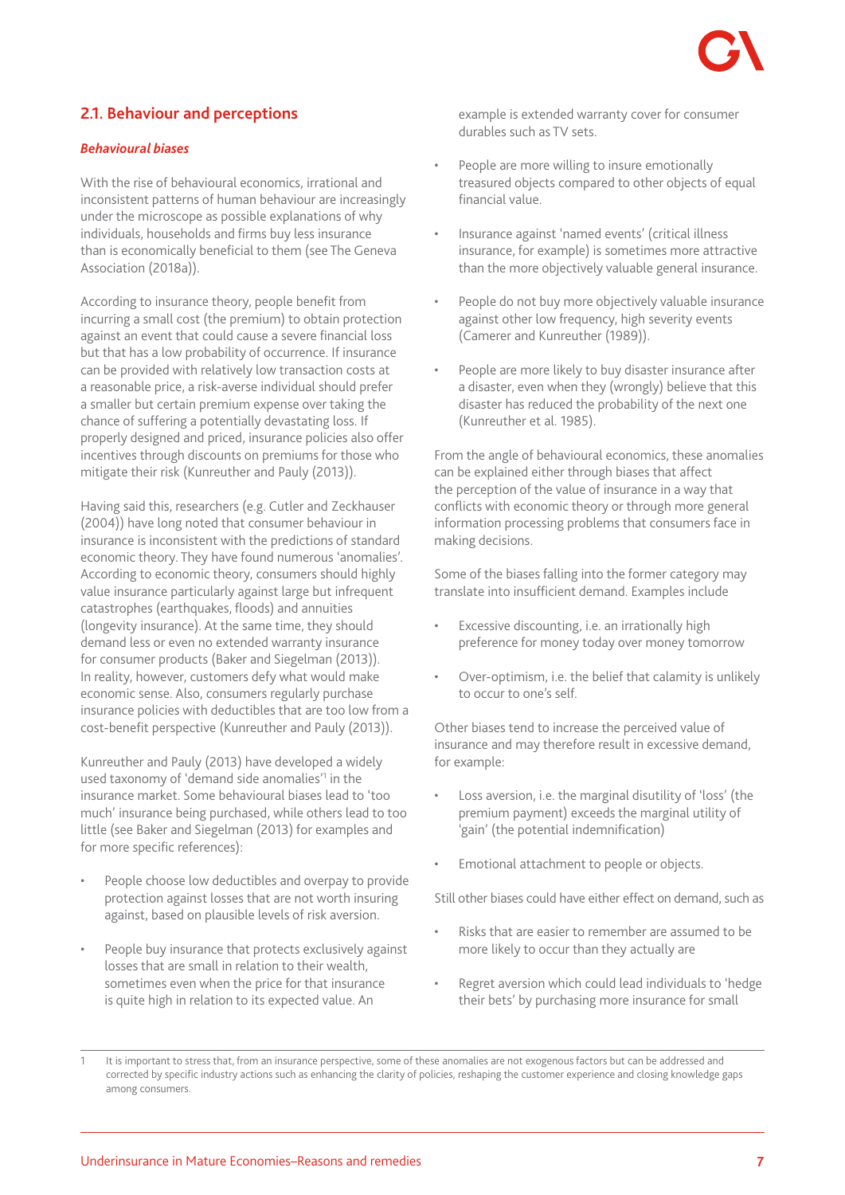## 2.1. Behaviour and perceptions

***Behavioural biases***

With the rise of behavioural economics, irrational and inconsistent patterns of human behaviour are increasingly under the microscope as possible explanations of why individuals, households and firms buy less insurance than is economically beneficial to them (see The Geneva Association (2018a)).

According to insurance theory, people benefit from incurring a small cost (the premium) to obtain protection against an event that could cause a severe financial loss but that has a low probability of occurrence. If insurance can be provided with relatively low transaction costs at a reasonable price, a risk-averse individual should prefer a smaller but certain premium expense over taking the chance of suffering a potentially devastating loss. If properly designed and priced, insurance policies also offer incentives through discounts on premiums for those who mitigate their risk (Kunreuther and Pauly (2013)).

Having said this, researchers (e.g. Cutler and Zeckhauser (2004)) have long noted that consumer behaviour in insurance is inconsistent with the predictions of standard economic theory. They have found numerous 'anomalies'. According to economic theory, consumers should highly value insurance particularly against large but infrequent catastrophes (earthquakes, floods) and annuities (longevity insurance). At the same time, they should demand less or even no extended warranty insurance for consumer products (Baker and Siegelman (2013)). In reality, however, customers defy what would make economic sense. Also, consumers regularly purchase insurance policies with deductibles that are too low from a cost-benefit perspective (Kunreuther and Pauly (2013)).

Kunreuther and Pauly (2013) have developed a widely used taxonomy of 'demand side anomalies'[1] in the insurance market. Some behavioural biases lead to 'too much' insurance being purchased, while others lead to too little (see Baker and Siegelman (2013) for examples and for more specific references):

- People choose low deductibles and overpay to provide protection against losses that are not worth insuring against, based on plausible levels of risk aversion.
- People buy insurance that protects exclusively against losses that are small in relation to their wealth, sometimes even when the price for that insurance is quite high in relation to its expected value. An example is extended warranty cover for consumer durables such as TV sets.
- People are more willing to insure emotionally treasured objects compared to other objects of equal financial value.
- Insurance against 'named events' (critical illness insurance, for example) is sometimes more attractive than the more objectively valuable general insurance.
- People do not buy more objectively valuable insurance against other low frequency, high severity events (Camerer and Kunreuther (1989)).
- People are more likely to buy disaster insurance after a disaster, even when they (wrongly) believe that this disaster has reduced the probability of the next one (Kunreuther et al. 1985).

From the angle of behavioural economics, these anomalies can be explained either through biases that affect the perception of the value of insurance in a way that conflicts with economic theory or through more general information processing problems that consumers face in making decisions.

Some of the biases falling into the former category may translate into insufficient demand. Examples include

- Excessive discounting, i.e. an irrationally high preference for money today over money tomorrow
- Over-optimism, i.e. the belief that calamity is unlikely to occur to one's self.

Other biases tend to increase the perceived value of insurance and may therefore result in excessive demand, for example:

- Loss aversion, i.e. the marginal disutility of 'loss' (the premium payment) exceeds the marginal utility of 'gain' (the potential indemnification)
- Emotional attachment to people or objects.

Still other biases could have either effect on demand, such as

- Risks that are easier to remember are assumed to be more likely to occur than they actually are
- Regret aversion which could lead individuals to 'hedge their bets' by purchasing more insurance for small

---

1 It is important to stress that, from an insurance perspective, some of these anomalies are not exogenous factors but can be addressed and corrected by specific industry actions such as enhancing the clarity of policies, reshaping the customer experience and closing knowledge gaps among consumers.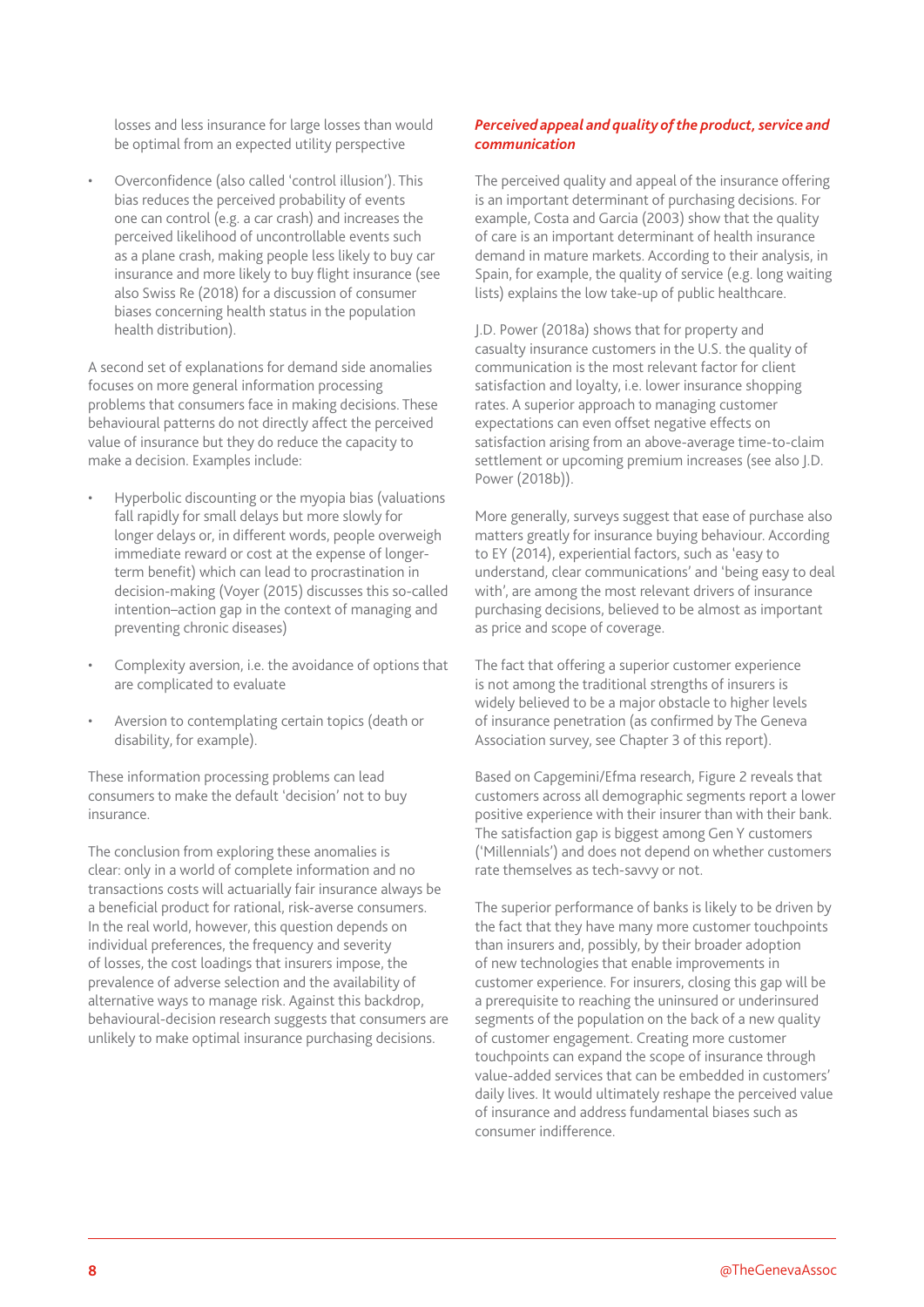losses and less insurance for large losses than would be optimal from an expected utility perspective

- Overconfidence (also called 'control illusion'). This bias reduces the perceived probability of events one can control (e.g. a car crash) and increases the perceived likelihood of uncontrollable events such as a plane crash, making people less likely to buy car insurance and more likely to buy flight insurance (see also Swiss Re (2018) for a discussion of consumer biases concerning health status in the population health distribution).

A second set of explanations for demand side anomalies focuses on more general information processing problems that consumers face in making decisions. These behavioural patterns do not directly affect the perceived value of insurance but they do reduce the capacity to make a decision. Examples include:

- Hyperbolic discounting or the myopia bias (valuations fall rapidly for small delays but more slowly for longer delays or, in different words, people overweigh immediate reward or cost at the expense of longer-term benefit) which can lead to procrastination in decision-making (Voyer (2015) discusses this so-called intention–action gap in the context of managing and preventing chronic diseases)
- Complexity aversion, i.e. the avoidance of options that are complicated to evaluate
- Aversion to contemplating certain topics (death or disability, for example).

These information processing problems can lead consumers to make the default 'decision' not to buy insurance.

The conclusion from exploring these anomalies is clear: only in a world of complete information and no transactions costs will actuarially fair insurance always be a beneficial product for rational, risk-averse consumers. In the real world, however, this question depends on individual preferences, the frequency and severity of losses, the cost loadings that insurers impose, the prevalence of adverse selection and the availability of alternative ways to manage risk. Against this backdrop, behavioural-decision research suggests that consumers are unlikely to make optimal insurance purchasing decisions.

***Perceived appeal and quality of the product, service and communication***

The perceived quality and appeal of the insurance offering is an important determinant of purchasing decisions. For example, Costa and Garcia (2003) show that the quality of care is an important determinant of health insurance demand in mature markets. According to their analysis, in Spain, for example, the quality of service (e.g. long waiting lists) explains the low take-up of public healthcare.

J.D. Power (2018a) shows that for property and casualty insurance customers in the U.S. the quality of communication is the most relevant factor for client satisfaction and loyalty, i.e. lower insurance shopping rates. A superior approach to managing customer expectations can even offset negative effects on satisfaction arising from an above-average time-to-claim settlement or upcoming premium increases (see also J.D. Power (2018b)).

More generally, surveys suggest that ease of purchase also matters greatly for insurance buying behaviour. According to EY (2014), experiential factors, such as 'easy to understand, clear communications' and 'being easy to deal with', are among the most relevant drivers of insurance purchasing decisions, believed to be almost as important as price and scope of coverage.

The fact that offering a superior customer experience is not among the traditional strengths of insurers is widely believed to be a major obstacle to higher levels of insurance penetration (as confirmed by The Geneva Association survey, see Chapter 3 of this report).

Based on Capgemini/Efma research, Figure 2 reveals that customers across all demographic segments report a lower positive experience with their insurer than with their bank. The satisfaction gap is biggest among Gen Y customers ('Millennials') and does not depend on whether customers rate themselves as tech-savvy or not.

The superior performance of banks is likely to be driven by the fact that they have many more customer touchpoints than insurers and, possibly, by their broader adoption of new technologies that enable improvements in customer experience. For insurers, closing this gap will be a prerequisite to reaching the uninsured or underinsured segments of the population on the back of a new quality of customer engagement. Creating more customer touchpoints can expand the scope of insurance through value-added services that can be embedded in customers' daily lives. It would ultimately reshape the perceived value of insurance and address fundamental biases such as consumer indifference.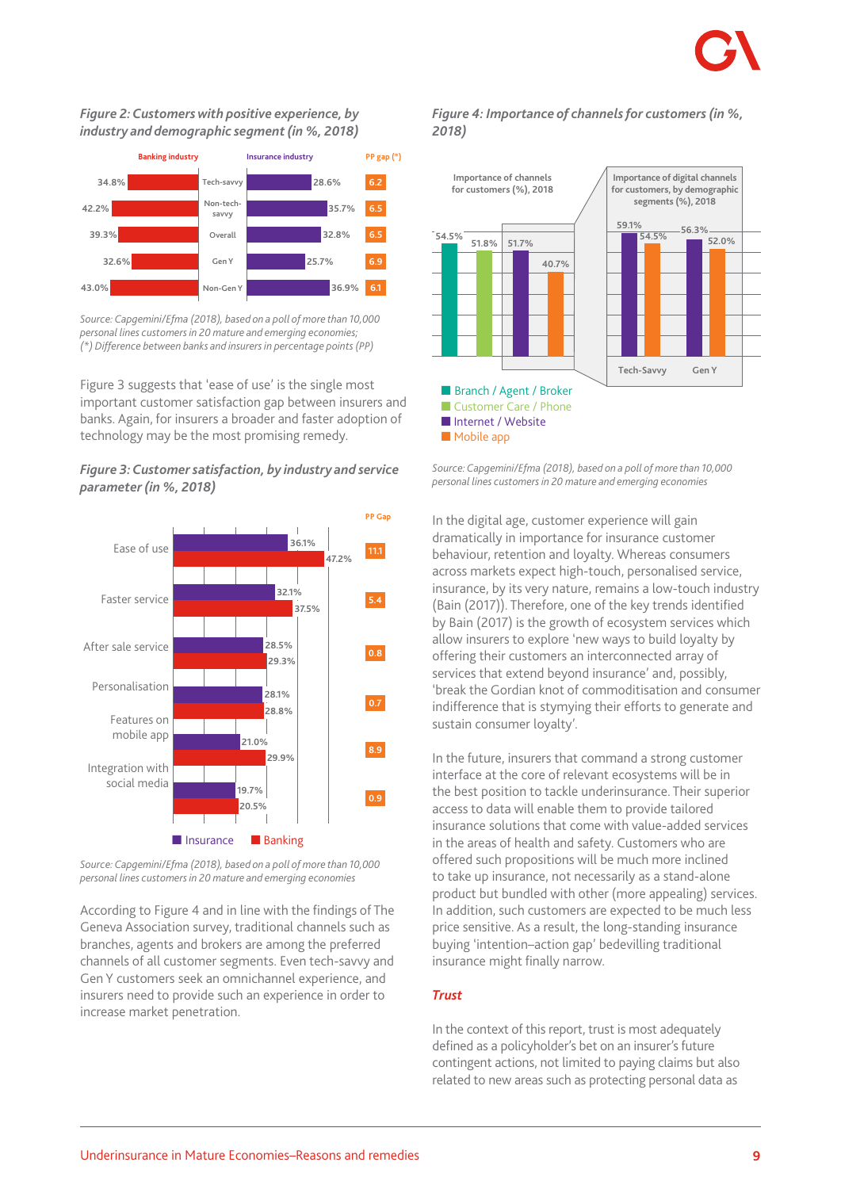*Figure 2: Customers with positive experience, by industry and demographic segment (in %, 2018)*

| Segment | Banking industry | Insurance industry | PP gap (*) |
|---|---|---|---|
| Tech-savvy | 34.8% | 28.6% | 6.2 |
| Non-tech-savvy | 42.2% | 35.7% | 6.5 |
| Overall | 39.3% | 32.8% | 6.5 |
| Gen Y | 32.6% | 25.7% | 6.9 |
| Non-Gen Y | 43.0% | 36.9% | 6.1 |

*Source: Capgemini/Efma (2018), based on a poll of more than 10,000 personal lines customers in 20 mature and emerging economies; (\*) Difference between banks and insurers in percentage points (PP)*

Figure 3 suggests that 'ease of use' is the single most important customer satisfaction gap between insurers and banks. Again, for insurers a broader and faster adoption of technology may be the most promising remedy.

*Figure 3: Customer satisfaction, by industry and service parameter (in %, 2018)*

| Service parameter | Insurance | Banking | PP Gap |
|---|---|---|---|
| Ease of use | 36.1% | 47.2% | 11.1 |
| Faster service | 32.1% | 37.5% | 5.4 |
| After sale service | 28.5% | 29.3% | 0.8 |
| Personalisation | 28.1% | 28.8% | 0.7 |
| Features on mobile app | 21.0% | 29.9% | 8.9 |
| Integration with social media | 19.7% | 20.5% | 0.9 |

*Source: Capgemini/Efma (2018), based on a poll of more than 10,000 personal lines customers in 20 mature and emerging economies*

According to Figure 4 and in line with the findings of The Geneva Association survey, traditional channels such as branches, agents and brokers are among the preferred channels of all customer segments. Even tech-savvy and Gen Y customers seek an omnichannel experience, and insurers need to provide such an experience in order to increase market penetration.

*Figure 4: Importance of channels for customers (in %, 2018)*

Importance of channels for customers (%), 2018

| Channel | % |
|---|---|
| Branch / Agent / Broker | 54.5% |
| Customer Care / Phone | 51.8% |
| Internet / Website | 51.7% |
| Mobile app | 40.7% |

Importance of digital channels for customers, by demographic segments (%), 2018

| Segment | Internet / Website | Mobile app |
|---|---|---|
| Tech-Savvy | 59.1% | 54.5% |
| Gen Y | 56.3% | 52.0% |

*Source: Capgemini/Efma (2018), based on a poll of more than 10,000 personal lines customers in 20 mature and emerging economies*

In the digital age, customer experience will gain dramatically in importance for insurance customer behaviour, retention and loyalty. Whereas consumers across markets expect high-touch, personalised service, insurance, by its very nature, remains a low-touch industry (Bain (2017)). Therefore, one of the key trends identified by Bain (2017) is the growth of ecosystem services which allow insurers to explore 'new ways to build loyalty by offering their customers an interconnected array of services that extend beyond insurance' and, possibly, 'break the Gordian knot of commoditisation and consumer indifference that is stymying their efforts to generate and sustain consumer loyalty'.

In the future, insurers that command a strong customer interface at the core of relevant ecosystems will be in the best position to tackle underinsurance. Their superior access to data will enable them to provide tailored insurance solutions that come with value-added services in the areas of health and safety. Customers who are offered such propositions will be much more inclined to take up insurance, not necessarily as a stand-alone product but bundled with other (more appealing) services. In addition, such customers are expected to be much less price sensitive. As a result, the long-standing insurance buying 'intention–action gap' bedevilling traditional insurance might finally narrow.

### *Trust*

In the context of this report, trust is most adequately defined as a policyholder's bet on an insurer's future contingent actions, not limited to paying claims but also related to new areas such as protecting personal data as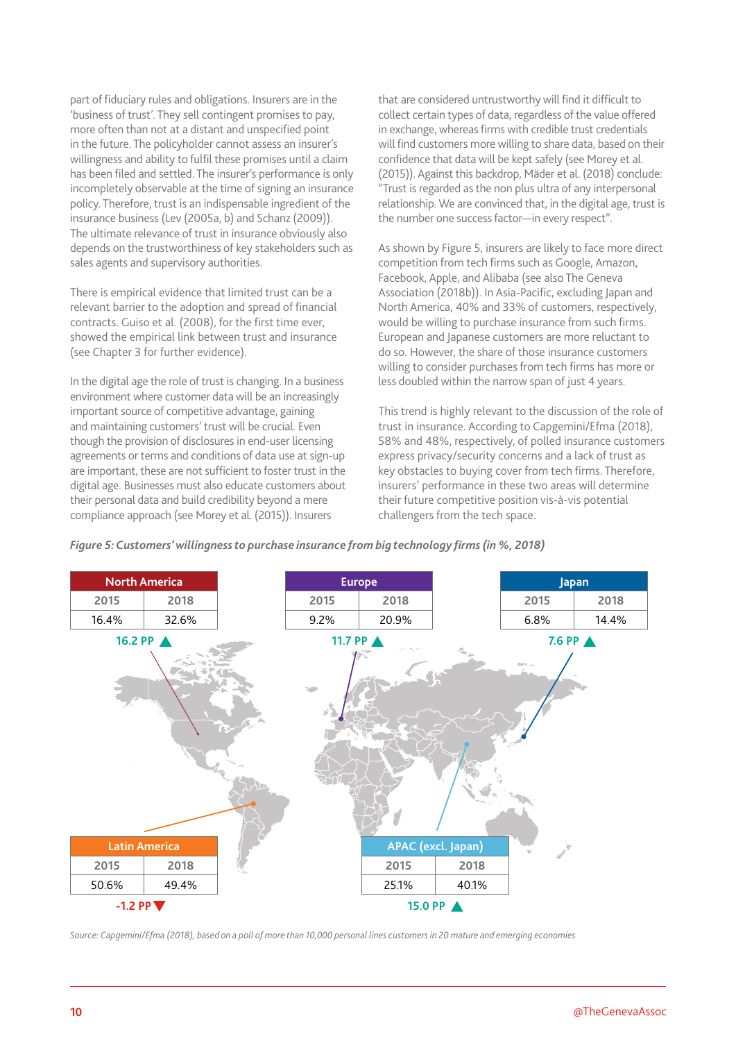part of fiduciary rules and obligations. Insurers are in the 'business of trust'. They sell contingent promises to pay, more often than not at a distant and unspecified point in the future. The policyholder cannot assess an insurer's willingness and ability to fulfil these promises until a claim has been filed and settled. The insurer's performance is only incompletely observable at the time of signing an insurance policy. Therefore, trust is an indispensable ingredient of the insurance business (Lev (2005a, b) and Schanz (2009)). The ultimate relevance of trust in insurance obviously also depends on the trustworthiness of key stakeholders such as sales agents and supervisory authorities.

There is empirical evidence that limited trust can be a relevant barrier to the adoption and spread of financial contracts. Guiso et al. (2008), for the first time ever, showed the empirical link between trust and insurance (see Chapter 3 for further evidence).

In the digital age the role of trust is changing. In a business environment where customer data will be an increasingly important source of competitive advantage, gaining and maintaining customers' trust will be crucial. Even though the provision of disclosures in end-user licensing agreements or terms and conditions of data use at sign-up are important, these are not sufficient to foster trust in the digital age. Businesses must also educate customers about their personal data and build credibility beyond a mere compliance approach (see Morey et al. (2015)). Insurers that are considered untrustworthy will find it difficult to collect certain types of data, regardless of the value offered in exchange, whereas firms with credible trust credentials will find customers more willing to share data, based on their confidence that data will be kept safely (see Morey et al. (2015)). Against this backdrop, Mäder et al. (2018) conclude: "Trust is regarded as the non plus ultra of any interpersonal relationship. We are convinced that, in the digital age, trust is the number one success factor—in every respect".

As shown by Figure 5, insurers are likely to face more direct competition from tech firms such as Google, Amazon, Facebook, Apple, and Alibaba (see also The Geneva Association (2018b)). In Asia-Pacific, excluding Japan and North America, 40% and 33% of customers, respectively, would be willing to purchase insurance from such firms. European and Japanese customers are more reluctant to do so. However, the share of those insurance customers willing to consider purchases from tech firms has more or less doubled within the narrow span of just 4 years.

This trend is highly relevant to the discussion of the role of trust in insurance. According to Capgemini/Efma (2018), 58% and 48%, respectively, of polled insurance customers express privacy/security concerns and a lack of trust as key obstacles to buying cover from tech firms. Therefore, insurers' performance in these two areas will determine their future competitive position vis-à-vis potential challengers from the tech space.

*Figure 5: Customers' willingness to purchase insurance from big technology firms (in %, 2018)*

| Region | 2015 | 2018 | Change |
|---|---|---|---|
| North America | 16.4% | 32.6% | 16.2 PP ▲ |
| Europe | 9.2% | 20.9% | 11.7 PP ▲ |
| Japan | 6.8% | 14.4% | 7.6 PP ▲ |
| Latin America | 50.6% | 49.4% | -1.2 PP ▼ |
| APAC (excl. Japan) | 25.1% | 40.1% | 15.0 PP ▲ |

*Source: Capgemini/Efma (2018), based on a poll of more than 10,000 personal lines customers in 20 mature and emerging economies*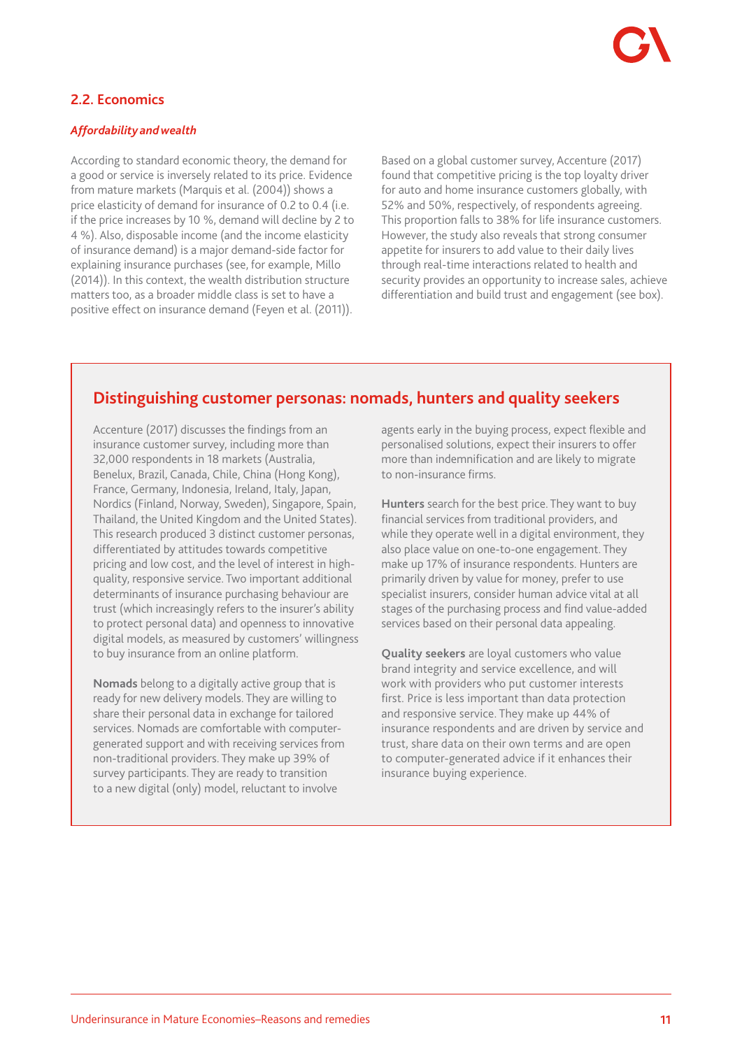## 2.2. Economics

***Affordability and wealth***

According to standard economic theory, the demand for a good or service is inversely related to its price. Evidence from mature markets (Marquis et al. (2004)) shows a price elasticity of demand for insurance of 0.2 to 0.4 (i.e. if the price increases by 10 %, demand will decline by 2 to 4 %). Also, disposable income (and the income elasticity of insurance demand) is a major demand-side factor for explaining insurance purchases (see, for example, Millo (2014)). In this context, the wealth distribution structure matters too, as a broader middle class is set to have a positive effect on insurance demand (Feyen et al. (2011)).

Based on a global customer survey, Accenture (2017) found that competitive pricing is the top loyalty driver for auto and home insurance customers globally, with 52% and 50%, respectively, of respondents agreeing. This proportion falls to 38% for life insurance customers. However, the study also reveals that strong consumer appetite for insurers to add value to their daily lives through real-time interactions related to health and security provides an opportunity to increase sales, achieve differentiation and build trust and engagement (see box).

### Distinguishing customer personas: nomads, hunters and quality seekers

Accenture (2017) discusses the findings from an insurance customer survey, including more than 32,000 respondents in 18 markets (Australia, Benelux, Brazil, Canada, Chile, China (Hong Kong), France, Germany, Indonesia, Ireland, Italy, Japan, Nordics (Finland, Norway, Sweden), Singapore, Spain, Thailand, the United Kingdom and the United States). This research produced 3 distinct customer personas, differentiated by attitudes towards competitive pricing and low cost, and the level of interest in high-quality, responsive service. Two important additional determinants of insurance purchasing behaviour are trust (which increasingly refers to the insurer's ability to protect personal data) and openness to innovative digital models, as measured by customers' willingness to buy insurance from an online platform.

**Nomads** belong to a digitally active group that is ready for new delivery models. They are willing to share their personal data in exchange for tailored services. Nomads are comfortable with computer-generated support and with receiving services from non-traditional providers. They make up 39% of survey participants. They are ready to transition to a new digital (only) model, reluctant to involve agents early in the buying process, expect flexible and personalised solutions, expect their insurers to offer more than indemnification and are likely to migrate to non-insurance firms.

**Hunters** search for the best price. They want to buy financial services from traditional providers, and while they operate well in a digital environment, they also place value on one-to-one engagement. They make up 17% of insurance respondents. Hunters are primarily driven by value for money, prefer to use specialist insurers, consider human advice vital at all stages of the purchasing process and find value-added services based on their personal data appealing.

**Quality seekers** are loyal customers who value brand integrity and service excellence, and will work with providers who put customer interests first. Price is less important than data protection and responsive service. They make up 44% of insurance respondents and are driven by service and trust, share data on their own terms and are open to computer-generated advice if it enhances their insurance buying experience.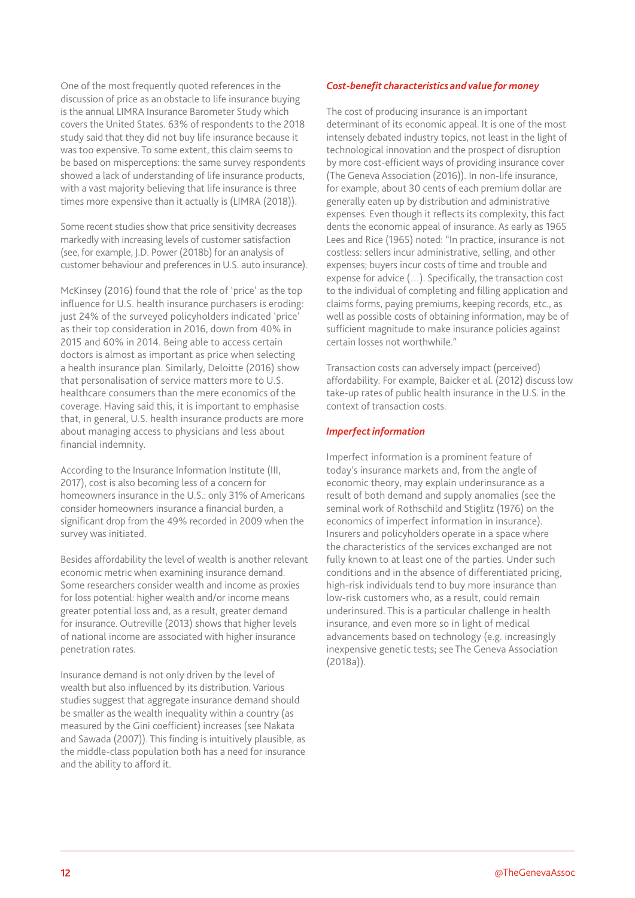One of the most frequently quoted references in the discussion of price as an obstacle to life insurance buying is the annual LIMRA Insurance Barometer Study which covers the United States. 63% of respondents to the 2018 study said that they did not buy life insurance because it was too expensive. To some extent, this claim seems to be based on misperceptions: the same survey respondents showed a lack of understanding of life insurance products, with a vast majority believing that life insurance is three times more expensive than it actually is (LIMRA (2018)).

Some recent studies show that price sensitivity decreases markedly with increasing levels of customer satisfaction (see, for example, J.D. Power (2018b) for an analysis of customer behaviour and preferences in U.S. auto insurance).

McKinsey (2016) found that the role of 'price' as the top influence for U.S. health insurance purchasers is eroding: just 24% of the surveyed policyholders indicated 'price' as their top consideration in 2016, down from 40% in 2015 and 60% in 2014. Being able to access certain doctors is almost as important as price when selecting a health insurance plan. Similarly, Deloitte (2016) show that personalisation of service matters more to U.S. healthcare consumers than the mere economics of the coverage. Having said this, it is important to emphasise that, in general, U.S. health insurance products are more about managing access to physicians and less about financial indemnity.

According to the Insurance Information Institute (III, 2017), cost is also becoming less of a concern for homeowners insurance in the U.S.: only 31% of Americans consider homeowners insurance a financial burden, a significant drop from the 49% recorded in 2009 when the survey was initiated.

Besides affordability the level of wealth is another relevant economic metric when examining insurance demand. Some researchers consider wealth and income as proxies for loss potential: higher wealth and/or income means greater potential loss and, as a result, greater demand for insurance. Outreville (2013) shows that higher levels of national income are associated with higher insurance penetration rates.

Insurance demand is not only driven by the level of wealth but also influenced by its distribution. Various studies suggest that aggregate insurance demand should be smaller as the wealth inequality within a country (as measured by the Gini coefficient) increases (see Nakata and Sawada (2007)). This finding is intuitively plausible, as the middle-class population both has a need for insurance and the ability to afford it.

### *Cost-benefit characteristics and value for money*

The cost of producing insurance is an important determinant of its economic appeal. It is one of the most intensely debated industry topics, not least in the light of technological innovation and the prospect of disruption by more cost-efficient ways of providing insurance cover (The Geneva Association (2016)). In non-life insurance, for example, about 30 cents of each premium dollar are generally eaten up by distribution and administrative expenses. Even though it reflects its complexity, this fact dents the economic appeal of insurance. As early as 1965 Lees and Rice (1965) noted: "In practice, insurance is not costless: sellers incur administrative, selling, and other expenses; buyers incur costs of time and trouble and expense for advice (…). Specifically, the transaction cost to the individual of completing and filling application and claims forms, paying premiums, keeping records, etc., as well as possible costs of obtaining information, may be of sufficient magnitude to make insurance policies against certain losses not worthwhile."

Transaction costs can adversely impact (perceived) affordability. For example, Baicker et al. (2012) discuss low take-up rates of public health insurance in the U.S. in the context of transaction costs.

### *Imperfect information*

Imperfect information is a prominent feature of today's insurance markets and, from the angle of economic theory, may explain underinsurance as a result of both demand and supply anomalies (see the seminal work of Rothschild and Stiglitz (1976) on the economics of imperfect information in insurance). Insurers and policyholders operate in a space where the characteristics of the services exchanged are not fully known to at least one of the parties. Under such conditions and in the absence of differentiated pricing, high-risk individuals tend to buy more insurance than low-risk customers who, as a result, could remain underinsured. This is a particular challenge in health insurance, and even more so in light of medical advancements based on technology (e.g. increasingly inexpensive genetic tests; see The Geneva Association (2018a)).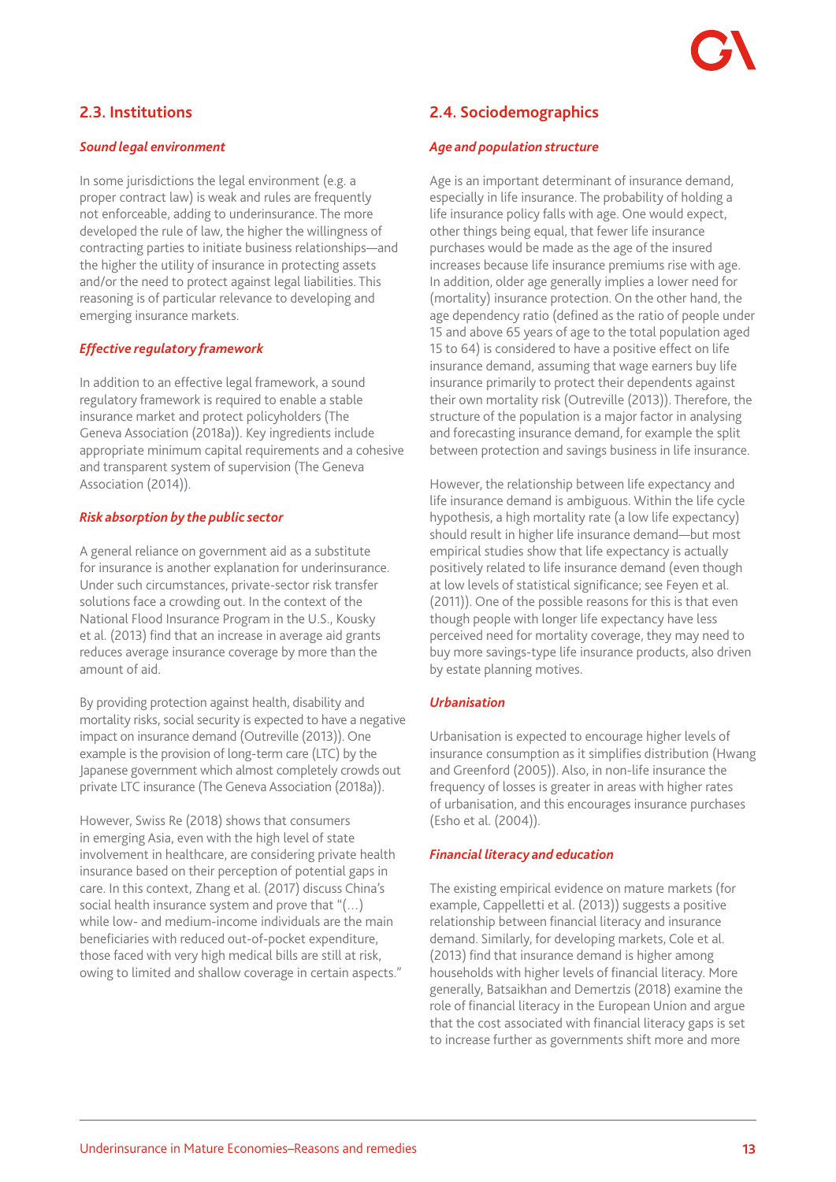## 2.3. Institutions

### *Sound legal environment*

In some jurisdictions the legal environment (e.g. a proper contract law) is weak and rules are frequently not enforceable, adding to underinsurance. The more developed the rule of law, the higher the willingness of contracting parties to initiate business relationships—and the higher the utility of insurance in protecting assets and/or the need to protect against legal liabilities. This reasoning is of particular relevance to developing and emerging insurance markets.

### *Effective regulatory framework*

In addition to an effective legal framework, a sound regulatory framework is required to enable a stable insurance market and protect policyholders (The Geneva Association (2018a)). Key ingredients include appropriate minimum capital requirements and a cohesive and transparent system of supervision (The Geneva Association (2014)).

### *Risk absorption by the public sector*

A general reliance on government aid as a substitute for insurance is another explanation for underinsurance. Under such circumstances, private-sector risk transfer solutions face a crowding out. In the context of the National Flood Insurance Program in the U.S., Kousky et al. (2013) find that an increase in average aid grants reduces average insurance coverage by more than the amount of aid.

By providing protection against health, disability and mortality risks, social security is expected to have a negative impact on insurance demand (Outreville (2013)). One example is the provision of long-term care (LTC) by the Japanese government which almost completely crowds out private LTC insurance (The Geneva Association (2018a)).

However, Swiss Re (2018) shows that consumers in emerging Asia, even with the high level of state involvement in healthcare, are considering private health insurance based on their perception of potential gaps in care. In this context, Zhang et al. (2017) discuss China's social health insurance system and prove that "(…) while low- and medium-income individuals are the main beneficiaries with reduced out-of-pocket expenditure, those faced with very high medical bills are still at risk, owing to limited and shallow coverage in certain aspects."

## 2.4. Sociodemographics

### *Age and population structure*

Age is an important determinant of insurance demand, especially in life insurance. The probability of holding a life insurance policy falls with age. One would expect, other things being equal, that fewer life insurance purchases would be made as the age of the insured increases because life insurance premiums rise with age. In addition, older age generally implies a lower need for (mortality) insurance protection. On the other hand, the age dependency ratio (defined as the ratio of people under 15 and above 65 years of age to the total population aged 15 to 64) is considered to have a positive effect on life insurance demand, assuming that wage earners buy life insurance primarily to protect their dependents against their own mortality risk (Outreville (2013)). Therefore, the structure of the population is a major factor in analysing and forecasting insurance demand, for example the split between protection and savings business in life insurance.

However, the relationship between life expectancy and life insurance demand is ambiguous. Within the life cycle hypothesis, a high mortality rate (a low life expectancy) should result in higher life insurance demand—but most empirical studies show that life expectancy is actually positively related to life insurance demand (even though at low levels of statistical significance; see Feyen et al. (2011)). One of the possible reasons for this is that even though people with longer life expectancy have less perceived need for mortality coverage, they may need to buy more savings-type life insurance products, also driven by estate planning motives.

### *Urbanisation*

Urbanisation is expected to encourage higher levels of insurance consumption as it simplifies distribution (Hwang and Greenford (2005)). Also, in non-life insurance the frequency of losses is greater in areas with higher rates of urbanisation, and this encourages insurance purchases (Esho et al. (2004)).

### *Financial literacy and education*

The existing empirical evidence on mature markets (for example, Cappelletti et al. (2013)) suggests a positive relationship between financial literacy and insurance demand. Similarly, for developing markets, Cole et al. (2013) find that insurance demand is higher among households with higher levels of financial literacy. More generally, Batsaikhan and Demertzis (2018) examine the role of financial literacy in the European Union and argue that the cost associated with financial literacy gaps is set to increase further as governments shift more and more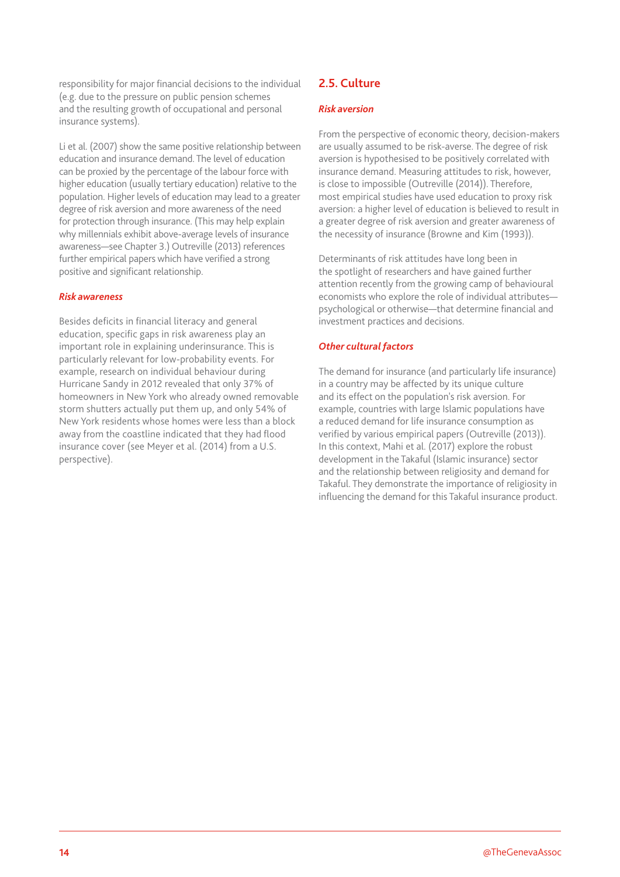responsibility for major financial decisions to the individual (e.g. due to the pressure on public pension schemes and the resulting growth of occupational and personal insurance systems).

Li et al. (2007) show the same positive relationship between education and insurance demand. The level of education can be proxied by the percentage of the labour force with higher education (usually tertiary education) relative to the population. Higher levels of education may lead to a greater degree of risk aversion and more awareness of the need for protection through insurance. (This may help explain why millennials exhibit above-average levels of insurance awareness—see Chapter 3.) Outreville (2013) references further empirical papers which have verified a strong positive and significant relationship.

### *Risk awareness*

Besides deficits in financial literacy and general education, specific gaps in risk awareness play an important role in explaining underinsurance. This is particularly relevant for low-probability events. For example, research on individual behaviour during Hurricane Sandy in 2012 revealed that only 37% of homeowners in New York who already owned removable storm shutters actually put them up, and only 54% of New York residents whose homes were less than a block away from the coastline indicated that they had flood insurance cover (see Meyer et al. (2014) from a U.S. perspective).

## 2.5. Culture

### *Risk aversion*

From the perspective of economic theory, decision-makers are usually assumed to be risk-averse. The degree of risk aversion is hypothesised to be positively correlated with insurance demand. Measuring attitudes to risk, however, is close to impossible (Outreville (2014)). Therefore, most empirical studies have used education to proxy risk aversion: a higher level of education is believed to result in a greater degree of risk aversion and greater awareness of the necessity of insurance (Browne and Kim (1993)).

Determinants of risk attitudes have long been in the spotlight of researchers and have gained further attention recently from the growing camp of behavioural economists who explore the role of individual attributes—psychological or otherwise—that determine financial and investment practices and decisions.

### *Other cultural factors*

The demand for insurance (and particularly life insurance) in a country may be affected by its unique culture and its effect on the population's risk aversion. For example, countries with large Islamic populations have a reduced demand for life insurance consumption as verified by various empirical papers (Outreville (2013)). In this context, Mahi et al. (2017) explore the robust development in the Takaful (Islamic insurance) sector and the relationship between religiosity and demand for Takaful. They demonstrate the importance of religiosity in influencing the demand for this Takaful insurance product.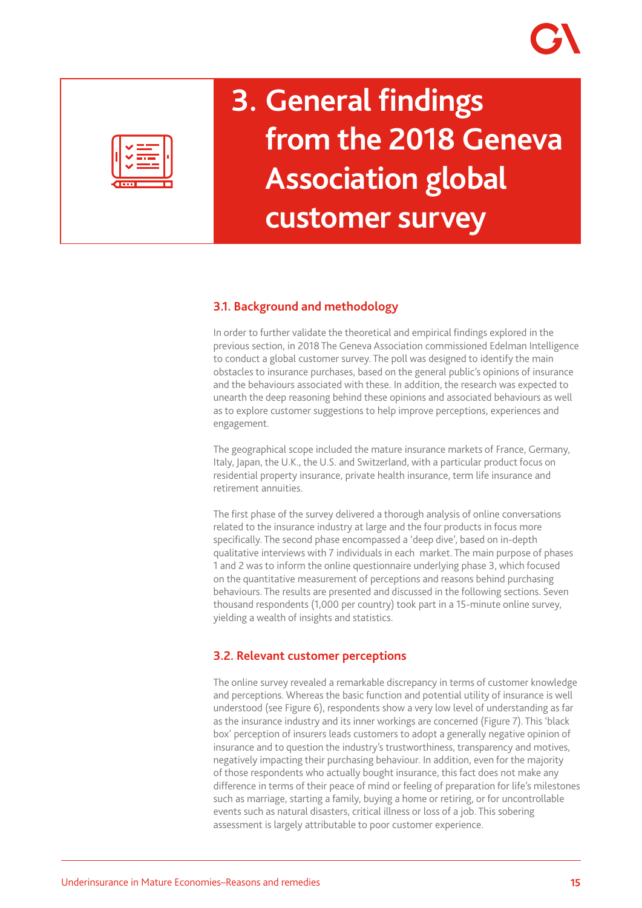# 3. General findings from the 2018 Geneva Association global customer survey

## 3.1. Background and methodology

In order to further validate the theoretical and empirical findings explored in the previous section, in 2018 The Geneva Association commissioned Edelman Intelligence to conduct a global customer survey. The poll was designed to identify the main obstacles to insurance purchases, based on the general public's opinions of insurance and the behaviours associated with these. In addition, the research was expected to unearth the deep reasoning behind these opinions and associated behaviours as well as to explore customer suggestions to help improve perceptions, experiences and engagement.

The geographical scope included the mature insurance markets of France, Germany, Italy, Japan, the U.K., the U.S. and Switzerland, with a particular product focus on residential property insurance, private health insurance, term life insurance and retirement annuities.

The first phase of the survey delivered a thorough analysis of online conversations related to the insurance industry at large and the four products in focus more specifically. The second phase encompassed a 'deep dive', based on in-depth qualitative interviews with 7 individuals in each market. The main purpose of phases 1 and 2 was to inform the online questionnaire underlying phase 3, which focused on the quantitative measurement of perceptions and reasons behind purchasing behaviours. The results are presented and discussed in the following sections. Seven thousand respondents (1,000 per country) took part in a 15-minute online survey, yielding a wealth of insights and statistics.

## 3.2. Relevant customer perceptions

The online survey revealed a remarkable discrepancy in terms of customer knowledge and perceptions. Whereas the basic function and potential utility of insurance is well understood (see Figure 6), respondents show a very low level of understanding as far as the insurance industry and its inner workings are concerned (Figure 7). This 'black box' perception of insurers leads customers to adopt a generally negative opinion of insurance and to question the industry's trustworthiness, transparency and motives, negatively impacting their purchasing behaviour. In addition, even for the majority of those respondents who actually bought insurance, this fact does not make any difference in terms of their peace of mind or feeling of preparation for life's milestones such as marriage, starting a family, buying a home or retiring, or for uncontrollable events such as natural disasters, critical illness or loss of a job. This sobering assessment is largely attributable to poor customer experience.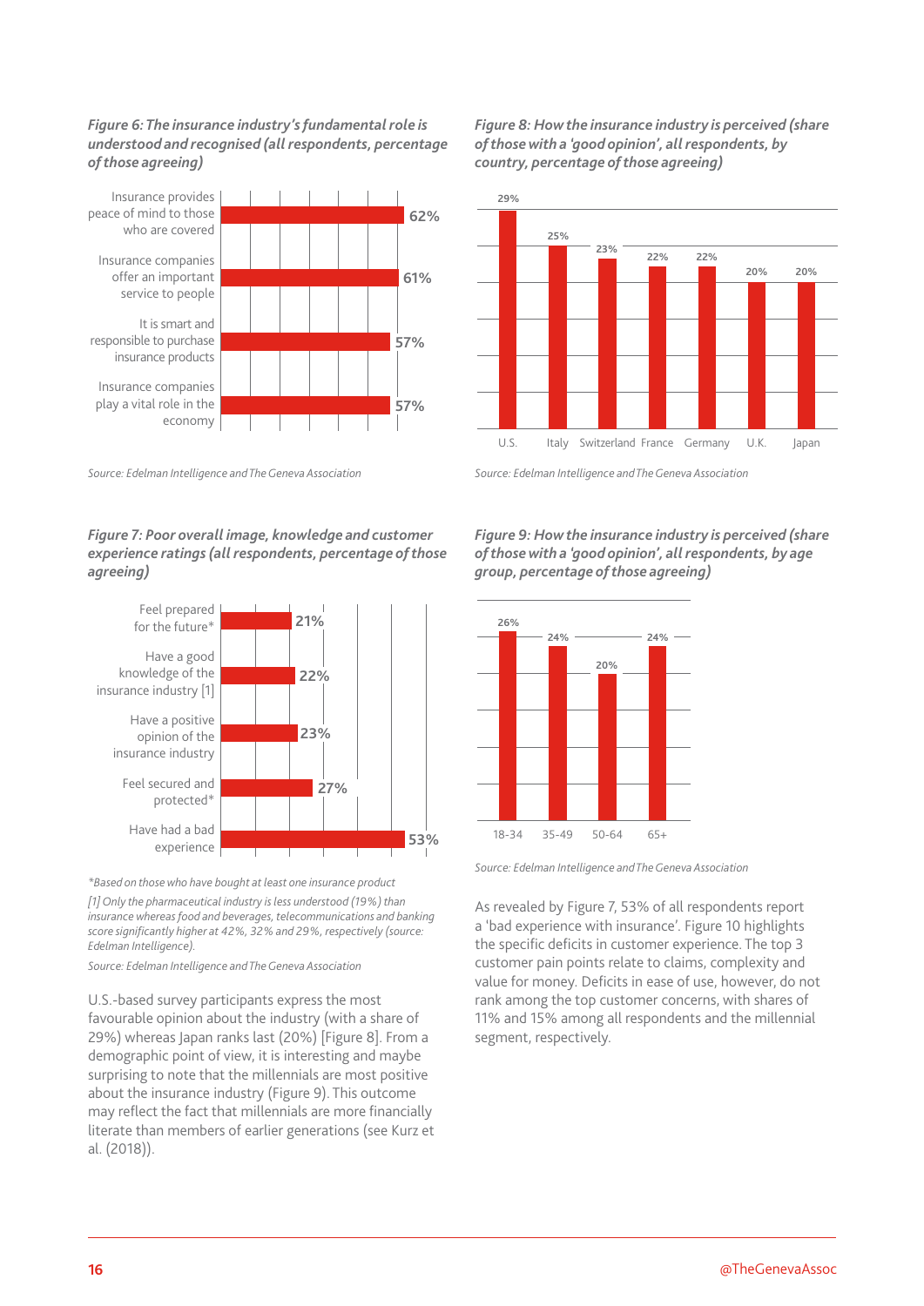*Figure 6: The insurance industry's fundamental role is understood and recognised (all respondents, percentage of those agreeing)*

| Statement | Percentage |
|---|---|
| Insurance provides peace of mind to those who are covered | 62% |
| Insurance companies offer an important service to people | 61% |
| It is smart and responsible to purchase insurance products | 57% |
| Insurance companies play a vital role in the economy | 57% |

*Source: Edelman Intelligence and The Geneva Association*

*Figure 7: Poor overall image, knowledge and customer experience ratings (all respondents, percentage of those agreeing)*

| Statement | Percentage |
|---|---|
| Feel prepared for the future* | 21% |
| Have a good knowledge of the insurance industry [1] | 22% |
| Have a positive opinion of the insurance industry | 23% |
| Feel secured and protected* | 27% |
| Have had a bad experience | 53% |

*\*Based on those who have bought at least one insurance product*

*[1] Only the pharmaceutical industry is less understood (19%) than insurance whereas food and beverages, telecommunications and banking score significantly higher at 42%, 32% and 29%, respectively (source: Edelman Intelligence).*

*Source: Edelman Intelligence and The Geneva Association*

U.S.-based survey participants express the most favourable opinion about the industry (with a share of 29%) whereas Japan ranks last (20%) [Figure 8]. From a demographic point of view, it is interesting and maybe surprising to note that the millennials are most positive about the insurance industry (Figure 9). This outcome may reflect the fact that millennials are more financially literate than members of earlier generations (see Kurz et al. (2018)).

*Figure 8: How the insurance industry is perceived (share of those with a 'good opinion', all respondents, by country, percentage of those agreeing)*

| Country | Percentage |
|---|---|
| U.S. | 29% |
| Italy | 25% |
| Switzerland | 23% |
| France | 22% |
| Germany | 22% |
| U.K. | 20% |
| Japan | 20% |

*Source: Edelman Intelligence and The Geneva Association*

*Figure 9: How the insurance industry is perceived (share of those with a 'good opinion', all respondents, by age group, percentage of those agreeing)*

| Age group | Percentage |
|---|---|
| 18-34 | 26% |
| 35-49 | 24% |
| 50-64 | 20% |
| 65+ | 24% |

*Source: Edelman Intelligence and The Geneva Association*

As revealed by Figure 7, 53% of all respondents report a 'bad experience with insurance'. Figure 10 highlights the specific deficits in customer experience. The top 3 customer pain points relate to claims, complexity and value for money. Deficits in ease of use, however, do not rank among the top customer concerns, with shares of 11% and 15% among all respondents and the millennial segment, respectively.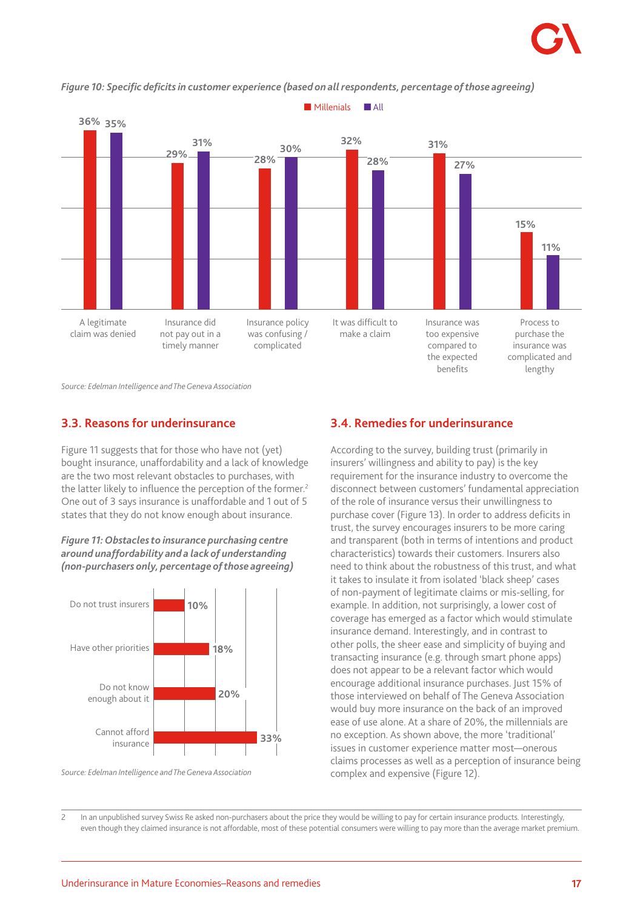*Figure 10: Specific deficits in customer experience (based on all respondents, percentage of those agreeing)*

| | Millenials | All |
|---|---|---|
| A legitimate claim was denied | 36% | 35% |
| Insurance did not pay out in a timely manner | 29% | 31% |
| Insurance policy was confusing / complicated | 28% | 30% |
| It was difficult to make a claim | 32% | 28% |
| Insurance was too expensive compared to the expected benefits | 31% | 27% |
| Process to purchase the insurance was complicated and lengthy | 15% | 11% |

*Source: Edelman Intelligence and The Geneva Association*

## 3.3. Reasons for underinsurance

Figure 11 suggests that for those who have not (yet) bought insurance, unaffordability and a lack of knowledge are the two most relevant obstacles to purchases, with the latter likely to influence the perception of the former.[2] One out of 3 says insurance is unaffordable and 1 out of 5 states that they do not know enough about insurance.

***Figure 11: Obstacles to insurance purchasing centre around unaffordability and a lack of understanding (non-purchasers only, percentage of those agreeing)***

| Obstacle | Percentage |
|---|---|
| Do not trust insurers | 10% |
| Have other priorities | 18% |
| Do not know enough about it | 20% |
| Cannot afford insurance | 33% |

*Source: Edelman Intelligence and The Geneva Association*

## 3.4. Remedies for underinsurance

According to the survey, building trust (primarily in insurers' willingness and ability to pay) is the key requirement for the insurance industry to overcome the disconnect between customers' fundamental appreciation of the role of insurance versus their unwillingness to purchase cover (Figure 13). In order to address deficits in trust, the survey encourages insurers to be more caring and transparent (both in terms of intentions and product characteristics) towards their customers. Insurers also need to think about the robustness of this trust, and what it takes to insulate it from isolated 'black sheep' cases of non-payment of legitimate claims or mis-selling, for example. In addition, not surprisingly, a lower cost of coverage has emerged as a factor which would stimulate insurance demand. Interestingly, and in contrast to other polls, the sheer ease and simplicity of buying and transacting insurance (e.g. through smart phone apps) does not appear to be a relevant factor which would encourage additional insurance purchases. Just 15% of those interviewed on behalf of The Geneva Association would buy more insurance on the back of an improved ease of use alone. At a share of 20%, the millennials are no exception. As shown above, the more 'traditional' issues in customer experience matter most—onerous claims processes as well as a perception of insurance being complex and expensive (Figure 12).

---

2 In an unpublished survey Swiss Re asked non-purchasers about the price they would be willing to pay for certain insurance products. Interestingly, even though they claimed insurance is not affordable, most of these potential consumers were willing to pay more than the average market premium.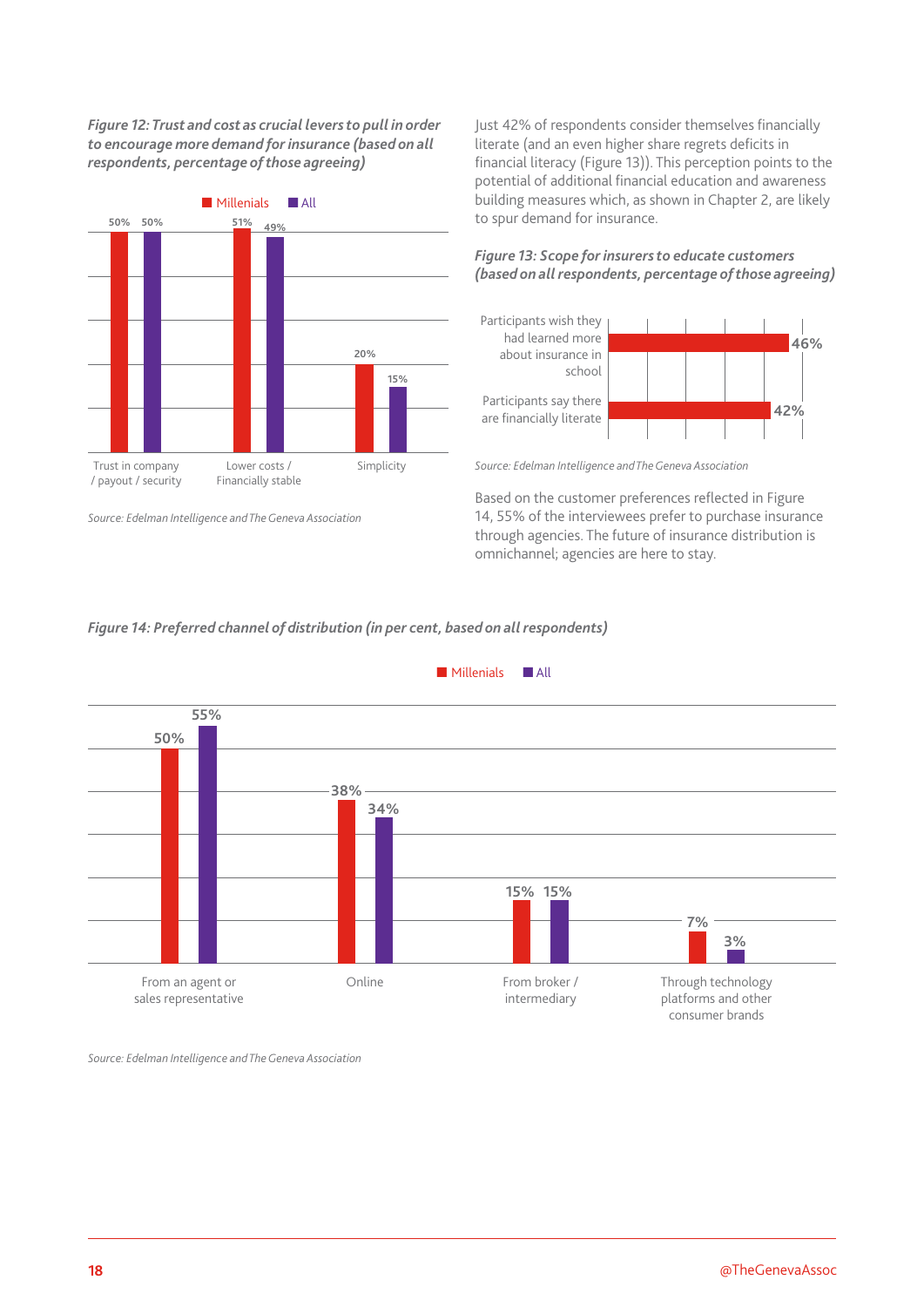*Figure 12: Trust and cost as crucial levers to pull in order to encourage more demand for insurance (based on all respondents, percentage of those agreeing)*

| | Millenials | All |
|---|---|---|
| Trust in company / payout / security | 50% | 50% |
| Lower costs / Financially stable | 51% | 49% |
| Simplicity | 20% | 15% |

*Source: Edelman Intelligence and The Geneva Association*

Just 42% of respondents consider themselves financially literate (and an even higher share regrets deficits in financial literacy (Figure 13)). This perception points to the potential of additional financial education and awareness building measures which, as shown in Chapter 2, are likely to spur demand for insurance.

*Figure 13: Scope for insurers to educate customers (based on all respondents, percentage of those agreeing)*

| | |
|---|---|
| Participants wish they had learned more about insurance in school | 46% |
| Participants say there are financially literate | 42% |

*Source: Edelman Intelligence and The Geneva Association*

Based on the customer preferences reflected in Figure 14, 55% of the interviewees prefer to purchase insurance through agencies. The future of insurance distribution is omnichannel; agencies are here to stay.

*Figure 14: Preferred channel of distribution (in per cent, based on all respondents)*

| | Millenials | All |
|---|---|---|
| From an agent or sales representative | 50% | 55% |
| Online | 38% | 34% |
| From broker / intermediary | 15% | 15% |
| Through technology platforms and other consumer brands | 7% | 3% |

*Source: Edelman Intelligence and The Geneva Association*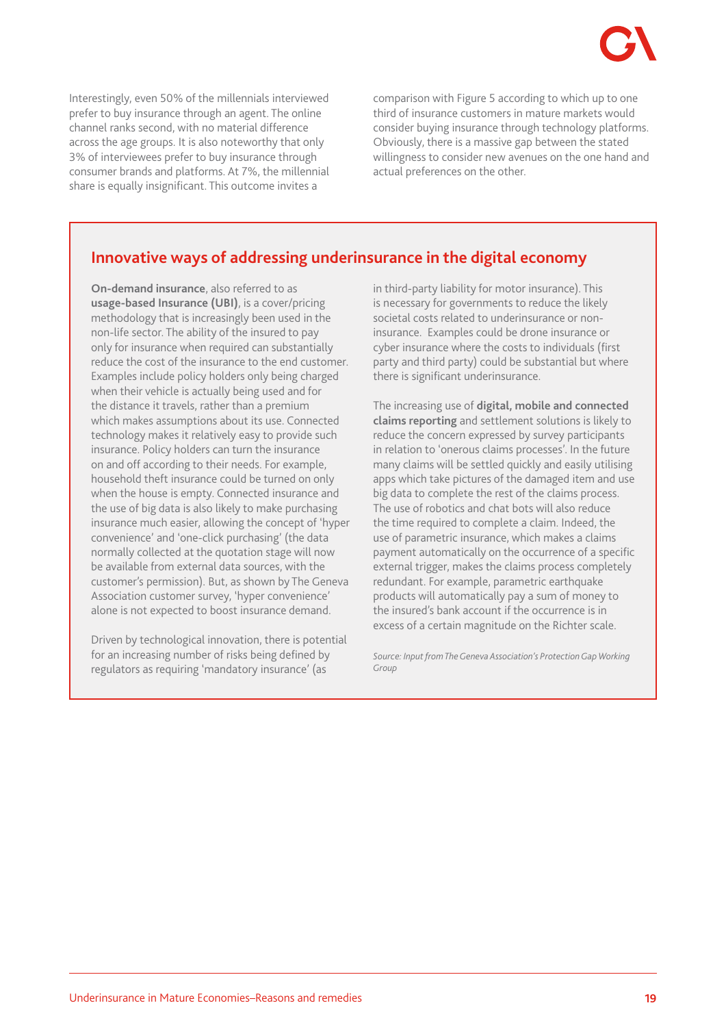Interestingly, even 50% of the millennials interviewed prefer to buy insurance through an agent. The online channel ranks second, with no material difference across the age groups. It is also noteworthy that only 3% of interviewees prefer to buy insurance through consumer brands and platforms. At 7%, the millennial share is equally insignificant. This outcome invites a comparison with Figure 5 according to which up to one third of insurance customers in mature markets would consider buying insurance through technology platforms. Obviously, there is a massive gap between the stated willingness to consider new avenues on the one hand and actual preferences on the other.

## Innovative ways of addressing underinsurance in the digital economy

**On-demand insurance**, also referred to as **usage-based Insurance (UBI)**, is a cover/pricing methodology that is increasingly been used in the non-life sector. The ability of the insured to pay only for insurance when required can substantially reduce the cost of the insurance to the end customer. Examples include policy holders only being charged when their vehicle is actually being used and for the distance it travels, rather than a premium which makes assumptions about its use. Connected technology makes it relatively easy to provide such insurance. Policy holders can turn the insurance on and off according to their needs. For example, household theft insurance could be turned on only when the house is empty. Connected insurance and the use of big data is also likely to make purchasing insurance much easier, allowing the concept of 'hyper convenience' and 'one-click purchasing' (the data normally collected at the quotation stage will now be available from external data sources, with the customer's permission). But, as shown by The Geneva Association customer survey, 'hyper convenience' alone is not expected to boost insurance demand.

Driven by technological innovation, there is potential for an increasing number of risks being defined by regulators as requiring 'mandatory insurance' (as in third-party liability for motor insurance). This is necessary for governments to reduce the likely societal costs related to underinsurance or non-insurance. Examples could be drone insurance or cyber insurance where the costs to individuals (first party and third party) could be substantial but where there is significant underinsurance.

The increasing use of **digital, mobile and connected claims reporting** and settlement solutions is likely to reduce the concern expressed by survey participants in relation to 'onerous claims processes'. In the future many claims will be settled quickly and easily utilising apps which take pictures of the damaged item and use big data to complete the rest of the claims process. The use of robotics and chat bots will also reduce the time required to complete a claim. Indeed, the use of parametric insurance, which makes a claims payment automatically on the occurrence of a specific external trigger, makes the claims process completely redundant. For example, parametric earthquake products will automatically pay a sum of money to the insured's bank account if the occurrence is in excess of a certain magnitude on the Richter scale.

*Source: Input from The Geneva Association's Protection Gap Working Group*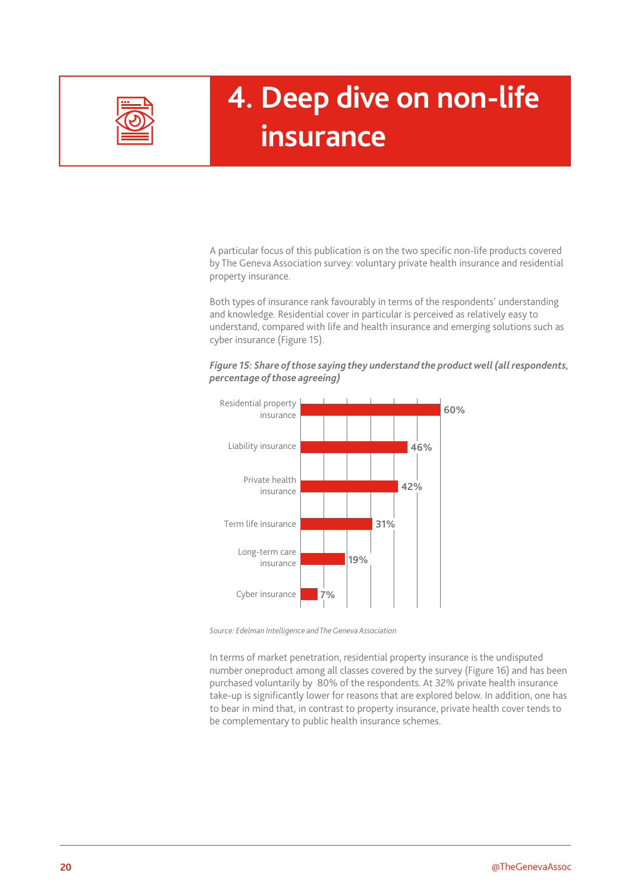# 4. Deep dive on non-life insurance

A particular focus of this publication is on the two specific non-life products covered by The Geneva Association survey: voluntary private health insurance and residential property insurance.

Both types of insurance rank favourably in terms of the respondents' understanding and knowledge. Residential cover in particular is perceived as relatively easy to understand, compared with life and health insurance and emerging solutions such as cyber insurance (Figure 15).

***Figure 15: Share of those saying they understand the product well (all respondents, percentage of those agreeing)***

| Product | Share |
|---|---|
| Residential property insurance | 60% |
| Liability insurance | 46% |
| Private health insurance | 42% |
| Term life insurance | 31% |
| Long-term care insurance | 19% |
| Cyber insurance | 7% |

*Source: Edelman Intelligence and The Geneva Association*

In terms of market penetration, residential property insurance is the undisputed number oneproduct among all classes covered by the survey (Figure 16) and has been purchased voluntarily by 80% of the respondents. At 32% private health insurance take-up is significantly lower for reasons that are explored below. In addition, one has to bear in mind that, in contrast to property insurance, private health cover tends to be complementary to public health insurance schemes.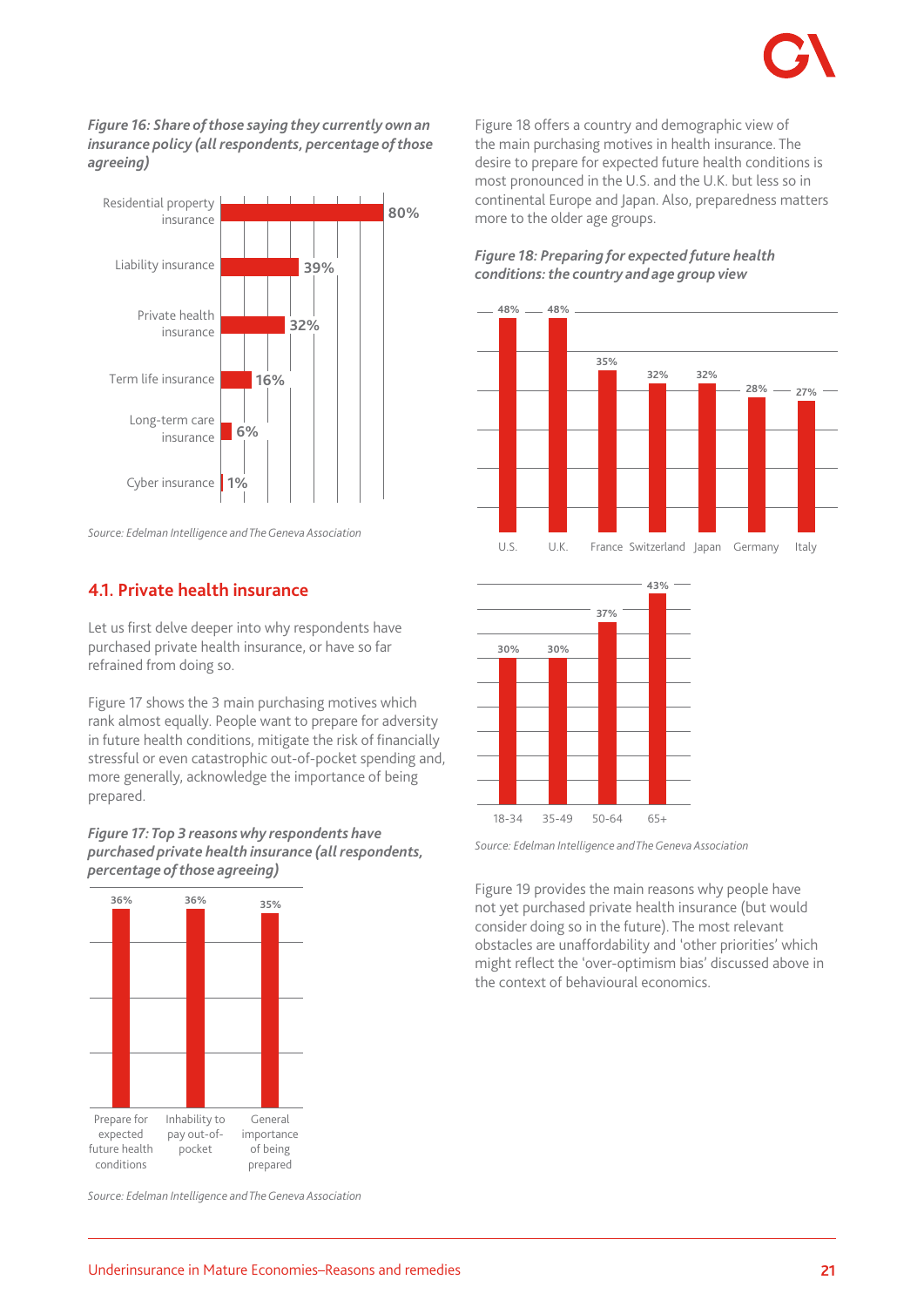*Figure 16: Share of those saying they currently own an insurance policy (all respondents, percentage of those agreeing)*

| Insurance type | Percentage |
|---|---|
| Residential property insurance | 80% |
| Liability insurance | 39% |
| Private health insurance | 32% |
| Term life insurance | 16% |
| Long-term care insurance | 6% |
| Cyber insurance | 1% |

*Source: Edelman Intelligence and The Geneva Association*

## 4.1. Private health insurance

Let us first delve deeper into why respondents have purchased private health insurance, or have so far refrained from doing so.

Figure 17 shows the 3 main purchasing motives which rank almost equally. People want to prepare for adversity in future health conditions, mitigate the risk of financially stressful or even catastrophic out-of-pocket spending and, more generally, acknowledge the importance of being prepared.

*Figure 17: Top 3 reasons why respondents have purchased private health insurance (all respondents, percentage of those agreeing)*

| Reason | Percentage |
|---|---|
| Prepare for expected future health conditions | 36% |
| Inhability to pay out-of-pocket | 36% |
| General importance of being prepared | 35% |

*Source: Edelman Intelligence and The Geneva Association*

Figure 18 offers a country and demographic view of the main purchasing motives in health insurance. The desire to prepare for expected future health conditions is most pronounced in the U.S. and the U.K. but less so in continental Europe and Japan. Also, preparedness matters more to the older age groups.

*Figure 18: Preparing for expected future health conditions: the country and age group view*

| Country | Percentage |
|---|---|
| U.S. | 48% |
| U.K. | 48% |
| France | 35% |
| Switzerland | 32% |
| Japan | 32% |
| Germany | 28% |
| Italy | 27% |

| Age group | Percentage |
|---|---|
| 18-34 | 30% |
| 35-49 | 30% |
| 50-64 | 37% |
| 65+ | 43% |

*Source: Edelman Intelligence and The Geneva Association*

Figure 19 provides the main reasons why people have not yet purchased private health insurance (but would consider doing so in the future). The most relevant obstacles are unaffordability and 'other priorities' which might reflect the 'over-optimism bias' discussed above in the context of behavioural economics.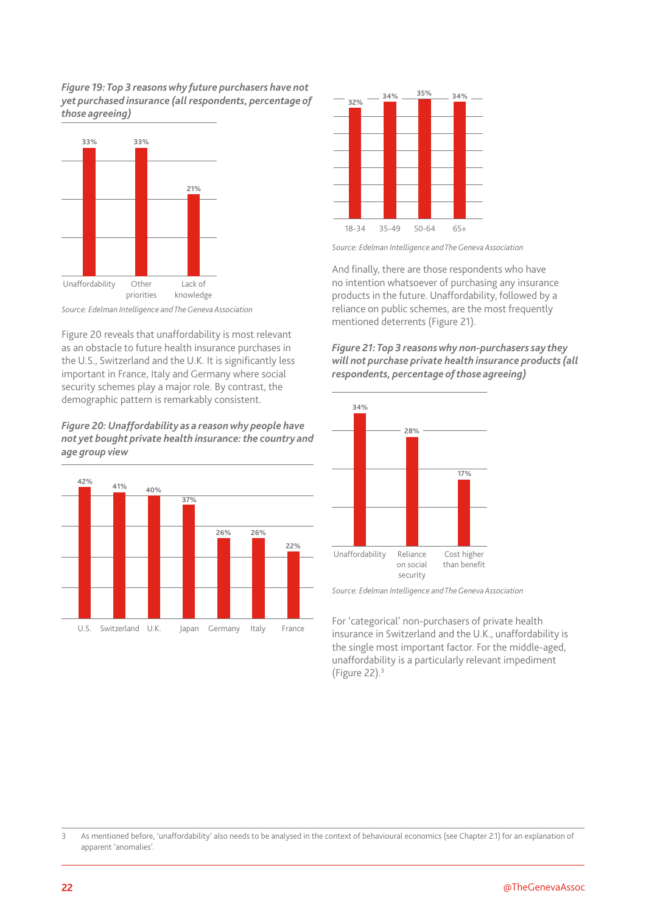*Figure 19: Top 3 reasons why future purchasers have not yet purchased insurance (all respondents, percentage of those agreeing)*

| Reason | Percentage |
|---|---|
| Unaffordability | 33% |
| Other priorities | 33% |
| Lack of knowledge | 21% |

*Source: Edelman Intelligence and The Geneva Association*

Figure 20 reveals that unaffordability is most relevant as an obstacle to future health insurance purchases in the U.S., Switzerland and the U.K. It is significantly less important in France, Italy and Germany where social security schemes play a major role. By contrast, the demographic pattern is remarkably consistent.

*Figure 20: Unaffordability as a reason why people have not yet bought private health insurance: the country and age group view*

| Country | Percentage |
|---|---|
| U.S. | 42% |
| Switzerland | 41% |
| U.K. | 40% |
| Japan | 37% |
| Germany | 26% |
| Italy | 26% |
| France | 22% |

| Age group | Percentage |
|---|---|
| 18-34 | 32% |
| 35-49 | 34% |
| 50-64 | 35% |
| 65+ | 34% |

*Source: Edelman Intelligence and The Geneva Association*

And finally, there are those respondents who have no intention whatsoever of purchasing any insurance products in the future. Unaffordability, followed by a reliance on public schemes, are the most frequently mentioned deterrents (Figure 21).

*Figure 21: Top 3 reasons why non-purchasers say they will not purchase private health insurance products (all respondents, percentage of those agreeing)*

| Reason | Percentage |
|---|---|
| Unaffordability | 34% |
| Reliance on social security | 28% |
| Cost higher than benefit | 17% |

*Source: Edelman Intelligence and The Geneva Association*

For 'categorical' non-purchasers of private health insurance in Switzerland and the U.K., unaffordability is the single most important factor. For the middle-aged, unaffordability is a particularly relevant impediment (Figure 22).[3]

3 As mentioned before, 'unaffordability' also needs to be analysed in the context of behavioural economics (see Chapter 2.1) for an explanation of apparent 'anomalies'.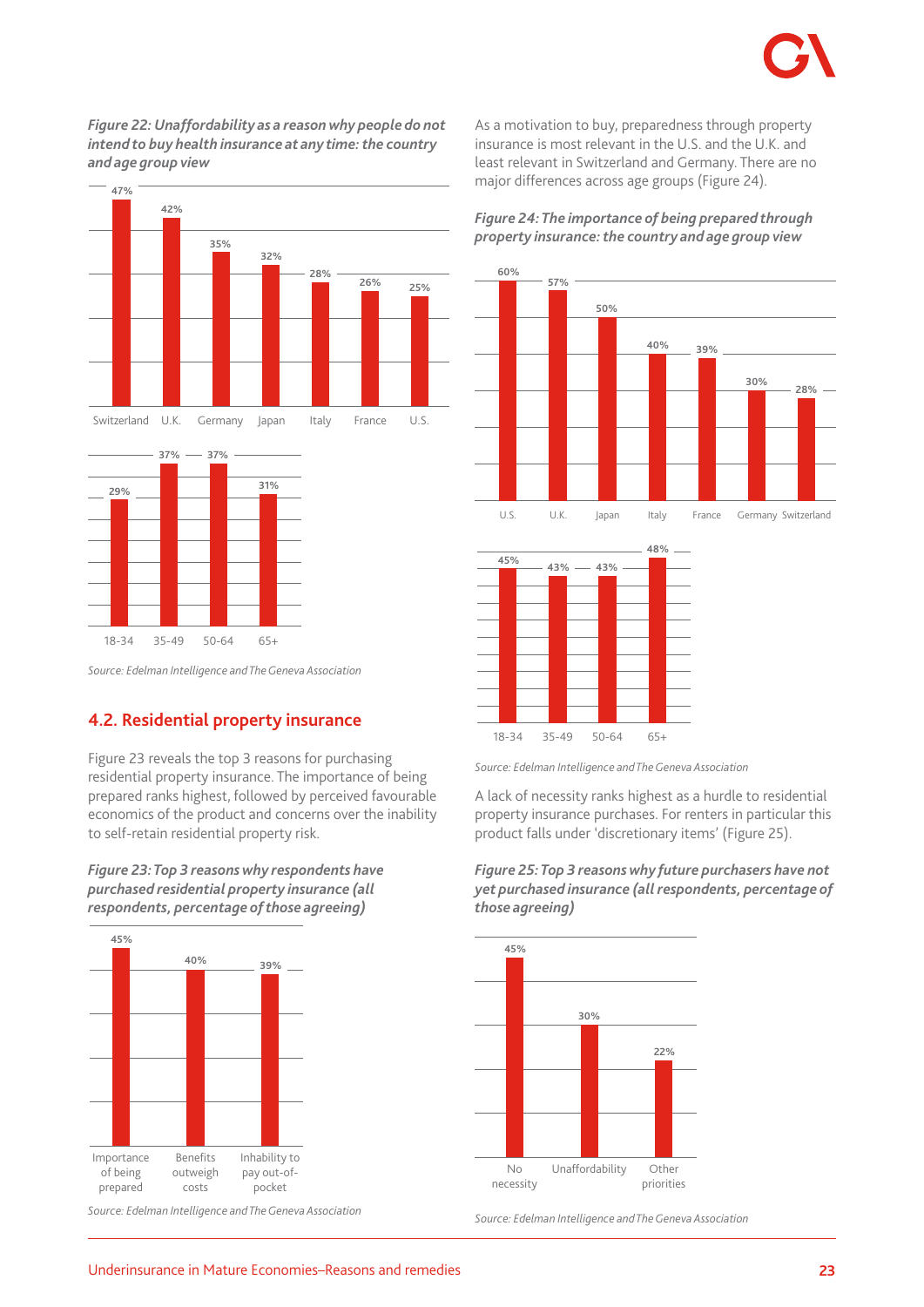*Figure 22: Unaffordability as a reason why people do not intend to buy health insurance at any time: the country and age group view*

| Switzerland | U.K. | Germany | Japan | Italy | France | U.S. |
|---|---|---|---|---|---|---|
| 47% | 42% | 35% | 32% | 28% | 26% | 25% |

| 18-34 | 35-49 | 50-64 | 65+ |
|---|---|---|---|
| 29% | 37% | 37% | 31% |

*Source: Edelman Intelligence and The Geneva Association*

## 4.2. Residential property insurance

Figure 23 reveals the top 3 reasons for purchasing residential property insurance. The importance of being prepared ranks highest, followed by perceived favourable economics of the product and concerns over the inability to self-retain residential property risk.

*Figure 23: Top 3 reasons why respondents have purchased residential property insurance (all respondents, percentage of those agreeing)*

| Importance of being prepared | Benefits outweigh costs | Inhability to pay out-of-pocket |
|---|---|---|
| 45% | 40% | 39% |

*Source: Edelman Intelligence and The Geneva Association*

As a motivation to buy, preparedness through property insurance is most relevant in the U.S. and the U.K. and least relevant in Switzerland and Germany. There are no major differences across age groups (Figure 24).

*Figure 24: The importance of being prepared through property insurance: the country and age group view*

| U.S. | U.K. | Japan | Italy | France | Germany | Switzerland |
|---|---|---|---|---|---|---|
| 60% | 57% | 50% | 40% | 39% | 30% | 28% |

| 18-34 | 35-49 | 50-64 | 65+ |
|---|---|---|---|
| 45% | 43% | 43% | 48% |

*Source: Edelman Intelligence and The Geneva Association*

A lack of necessity ranks highest as a hurdle to residential property insurance purchases. For renters in particular this product falls under 'discretionary items' (Figure 25).

*Figure 25: Top 3 reasons why future purchasers have not yet purchased insurance (all respondents, percentage of those agreeing)*

| No necessity | Unaffordability | Other priorities |
|---|---|---|
| 45% | 30% | 22% |

*Source: Edelman Intelligence and The Geneva Association*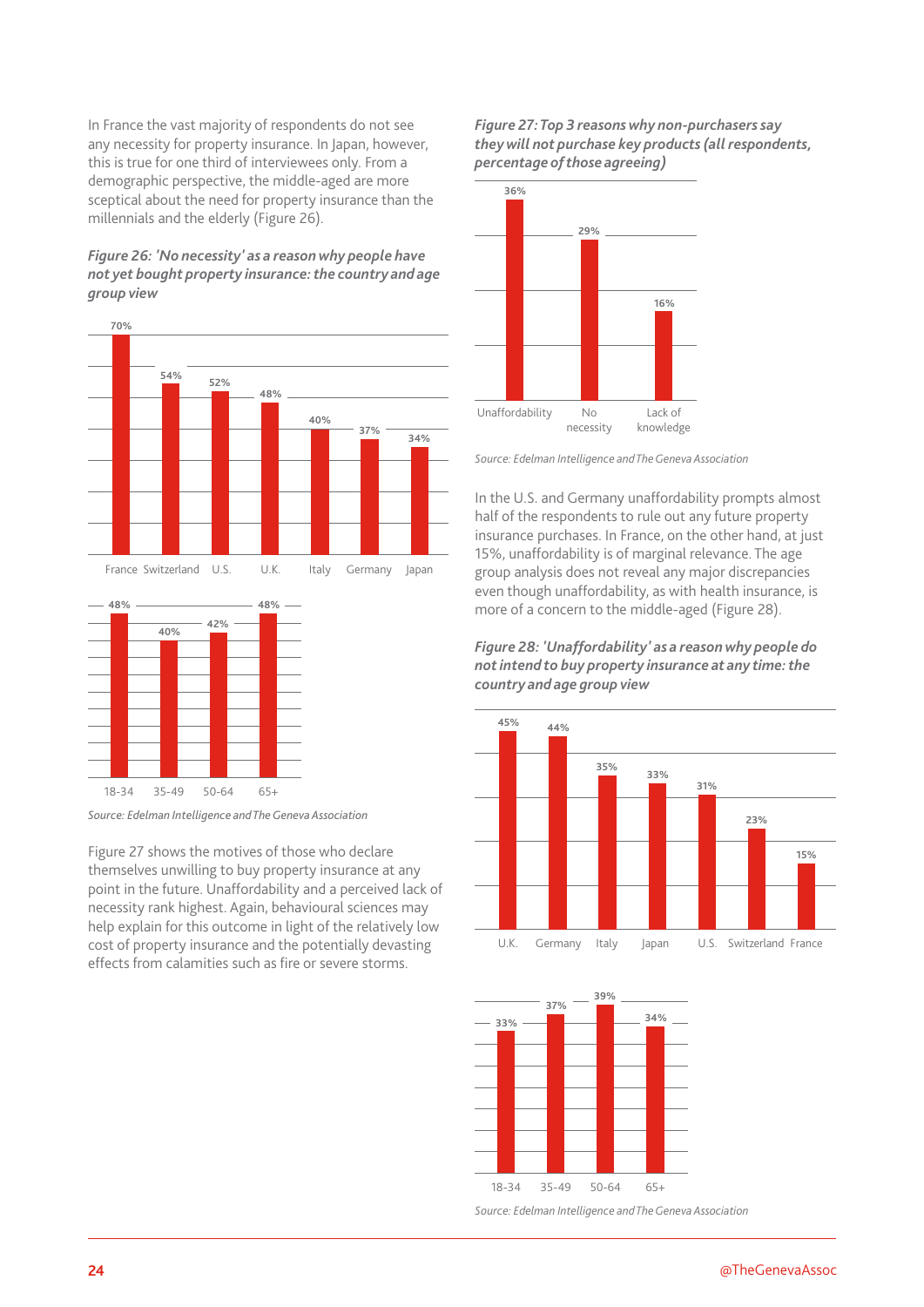In France the vast majority of respondents do not see any necessity for property insurance. In Japan, however, this is true for one third of interviewees only. From a demographic perspective, the middle-aged are more sceptical about the need for property insurance than the millennials and the elderly (Figure 26).

***Figure 26: 'No necessity' as a reason why people have not yet bought property insurance: the country and age group view***

| France | Switzerland | U.S. | U.K. | Italy | Germany | Japan |
|---|---|---|---|---|---|---|
| 70% | 54% | 52% | 48% | 40% | 37% | 34% |

| 18-34 | 35-49 | 50-64 | 65+ |
|---|---|---|---|
| 48% | 40% | 42% | 48% |

*Source: Edelman Intelligence and The Geneva Association*

Figure 27 shows the motives of those who declare themselves unwilling to buy property insurance at any point in the future. Unaffordability and a perceived lack of necessity rank highest. Again, behavioural sciences may help explain for this outcome in light of the relatively low cost of property insurance and the potentially devasting effects from calamities such as fire or severe storms.

***Figure 27: Top 3 reasons why non-purchasers say they will not purchase key products (all respondents, percentage of those agreeing)***

| Unaffordability | No necessity | Lack of knowledge |
|---|---|---|
| 36% | 29% | 16% |

*Source: Edelman Intelligence and The Geneva Association*

In the U.S. and Germany unaffordability prompts almost half of the respondents to rule out any future property insurance purchases. In France, on the other hand, at just 15%, unaffordability is of marginal relevance. The age group analysis does not reveal any major discrepancies even though unaffordability, as with health insurance, is more of a concern to the middle-aged (Figure 28).

***Figure 28: 'Unaffordability' as a reason why people do not intend to buy property insurance at any time: the country and age group view***

| U.K. | Germany | Italy | Japan | U.S. | Switzerland | France |
|---|---|---|---|---|---|---|
| 45% | 44% | 35% | 33% | 31% | 23% | 15% |

| 18-34 | 35-49 | 50-64 | 65+ |
|---|---|---|---|
| 33% | 37% | 39% | 34% |

*Source: Edelman Intelligence and The Geneva Association*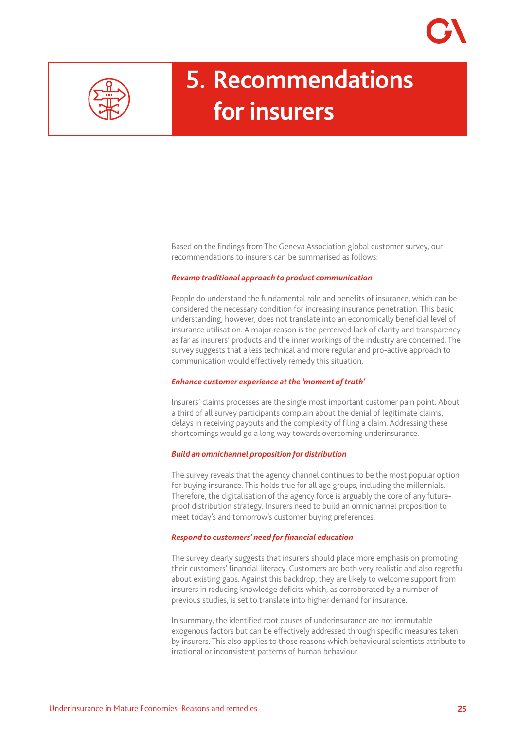# 5. Recommendations for insurers

Based on the findings from The Geneva Association global customer survey, our recommendations to insurers can be summarised as follows:

***Revamp traditional approach to product communication***

People do understand the fundamental role and benefits of insurance, which can be considered the necessary condition for increasing insurance penetration. This basic understanding, however, does not translate into an economically beneficial level of insurance utilisation. A major reason is the perceived lack of clarity and transparency as far as insurers' products and the inner workings of the industry are concerned. The survey suggests that a less technical and more regular and pro-active approach to communication would effectively remedy this situation.

***Enhance customer experience at the 'moment of truth'***

Insurers' claims processes are the single most important customer pain point. About a third of all survey participants complain about the denial of legitimate claims, delays in receiving payouts and the complexity of filing a claim. Addressing these shortcomings would go a long way towards overcoming underinsurance.

***Build an omnichannel proposition for distribution***

The survey reveals that the agency channel continues to be the most popular option for buying insurance. This holds true for all age groups, including the millennials. Therefore, the digitalisation of the agency force is arguably the core of any future-proof distribution strategy. Insurers need to build an omnichannel proposition to meet today's and tomorrow's customer buying preferences.

***Respond to customers' need for financial education***

The survey clearly suggests that insurers should place more emphasis on promoting their customers' financial literacy. Customers are both very realistic and also regretful about existing gaps. Against this backdrop, they are likely to welcome support from insurers in reducing knowledge deficits which, as corroborated by a number of previous studies, is set to translate into higher demand for insurance.

In summary, the identified root causes of underinsurance are not immutable exogenous factors but can be effectively addressed through specific measures taken by insurers. This also applies to those reasons which behavioural scientists attribute to irrational or inconsistent patterns of human behaviour.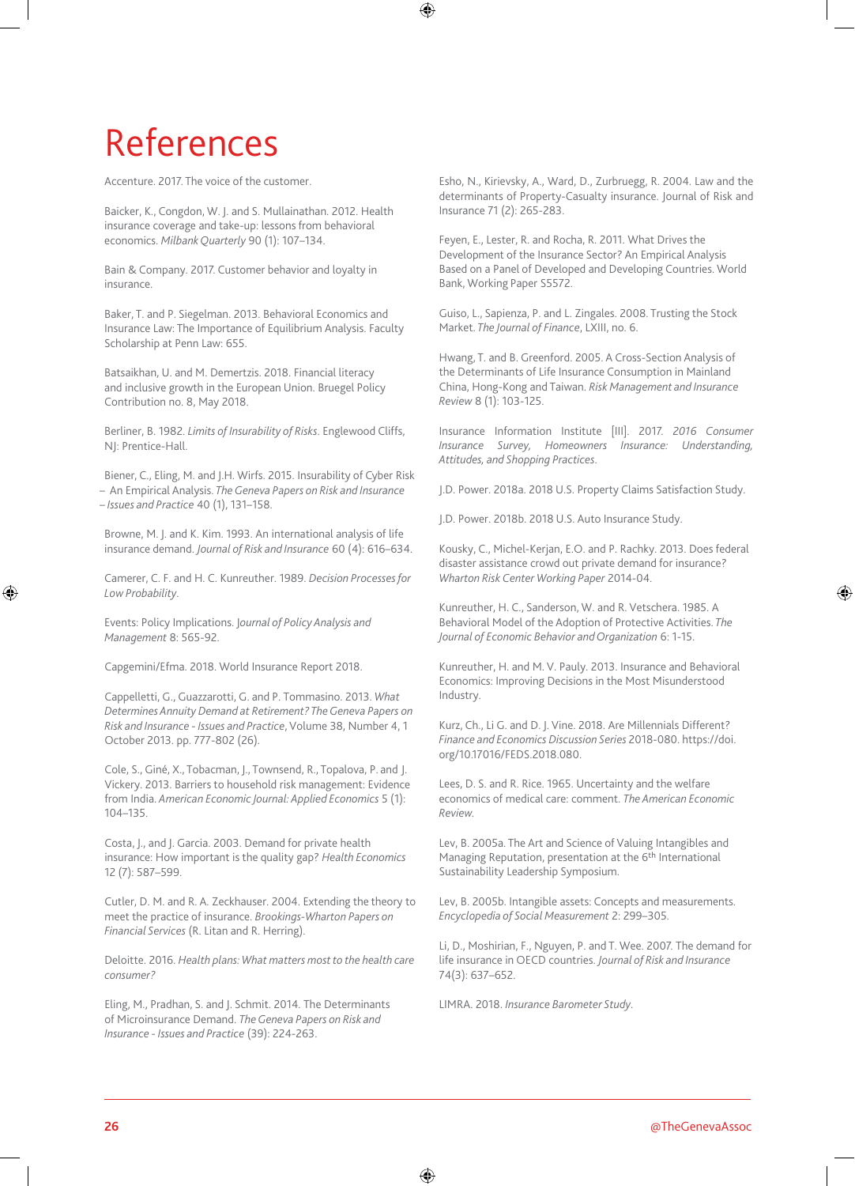# References

Accenture. 2017. The voice of the customer.

Baicker, K., Congdon, W. J. and S. Mullainathan. 2012. Health insurance coverage and take-up: lessons from behavioral economics. *Milbank Quarterly* 90 (1): 107–134.

Bain & Company. 2017. Customer behavior and loyalty in insurance.

Baker, T. and P. Siegelman. 2013. Behavioral Economics and Insurance Law: The Importance of Equilibrium Analysis. Faculty Scholarship at Penn Law: 655.

Batsaikhan, U. and M. Demertzis. 2018. Financial literacy and inclusive growth in the European Union. Bruegel Policy Contribution no. 8, May 2018.

Berliner, B. 1982. *Limits of Insurability of Risks*. Englewood Cliffs, NJ: Prentice-Hall.

Biener, C., Eling, M. and J.H. Wirfs. 2015. Insurability of Cyber Risk – An Empirical Analysis. *The Geneva Papers on Risk and Insurance – Issues and Practice* 40 (1), 131–158.

Browne, M. J. and K. Kim. 1993. An international analysis of life insurance demand. *Journal of Risk and Insurance* 60 (4): 616–634.

Camerer, C. F. and H. C. Kunreuther. 1989. *Decision Processes for Low Probability*.

Events: Policy Implications. *Journal of Policy Analysis and Management* 8: 565-92.

Capgemini/Efma. 2018. World Insurance Report 2018.

Cappelletti, G., Guazzarotti, G. and P. Tommasino. 2013. *What Determines Annuity Demand at Retirement? The Geneva Papers on Risk and Insurance - Issues and Practice*, Volume 38, Number 4, 1 October 2013. pp. 777-802 (26).

Cole, S., Giné, X., Tobacman, J., Townsend, R., Topalova, P. and J. Vickery. 2013. Barriers to household risk management: Evidence from India. *American Economic Journal: Applied Economics* 5 (1): 104–135.

Costa, J., and J. Garcia. 2003. Demand for private health insurance: How important is the quality gap? *Health Economics* 12 (7): 587–599.

Cutler, D. M. and R. A. Zeckhauser. 2004. Extending the theory to meet the practice of insurance. *Brookings-Wharton Papers on Financial Services* (R. Litan and R. Herring).

Deloitte. 2016. *Health plans: What matters most to the health care consumer?*

Eling, M., Pradhan, S. and J. Schmit. 2014. The Determinants of Microinsurance Demand. *The Geneva Papers on Risk and Insurance - Issues and Practice* (39): 224-263.

Esho, N., Kirievsky, A., Ward, D., Zurbruegg, R. 2004. Law and the determinants of Property-Casualty insurance. Journal of Risk and Insurance 71 (2): 265-283.

Feyen, E., Lester, R. and Rocha, R. 2011. What Drives the Development of the Insurance Sector? An Empirical Analysis Based on a Panel of Developed and Developing Countries. World Bank, Working Paper S5572.

Guiso, L., Sapienza, P. and L. Zingales. 2008. Trusting the Stock Market. *The Journal of Finance*, LXIII, no. 6.

Hwang, T. and B. Greenford. 2005. A Cross-Section Analysis of the Determinants of Life Insurance Consumption in Mainland China, Hong-Kong and Taiwan. *Risk Management and Insurance Review* 8 (1): 103-125.

Insurance Information Institute [III]. 2017. *2016 Consumer Insurance Survey, Homeowners Insurance: Understanding, Attitudes, and Shopping Practices*.

J.D. Power. 2018a. 2018 U.S. Property Claims Satisfaction Study.

J.D. Power. 2018b. 2018 U.S. Auto Insurance Study.

Kousky, C., Michel-Kerjan, E.O. and P. Rachky. 2013. Does federal disaster assistance crowd out private demand for insurance? *Wharton Risk Center Working Paper* 2014-04.

Kunreuther, H. C., Sanderson, W. and R. Vetschera. 1985. A Behavioral Model of the Adoption of Protective Activities. *The Journal of Economic Behavior and Organization* 6: 1-15.

Kunreuther, H. and M. V. Pauly. 2013. Insurance and Behavioral Economics: Improving Decisions in the Most Misunderstood Industry.

Kurz, Ch., Li G. and D. J. Vine. 2018. Are Millennials Different? *Finance and Economics Discussion Series* 2018-080. https://doi.org/10.17016/FEDS.2018.080.

Lees, D. S. and R. Rice. 1965. Uncertainty and the welfare economics of medical care: comment. *The American Economic Review*.

Lev, B. 2005a. The Art and Science of Valuing Intangibles and Managing Reputation, presentation at the 6th International Sustainability Leadership Symposium.

Lev, B. 2005b. Intangible assets: Concepts and measurements. *Encyclopedia of Social Measurement* 2: 299–305.

Li, D., Moshirian, F., Nguyen, P. and T. Wee. 2007. The demand for life insurance in OECD countries. *Journal of Risk and Insurance* 74(3): 637–652.

LIMRA. 2018. *Insurance Barometer Study*.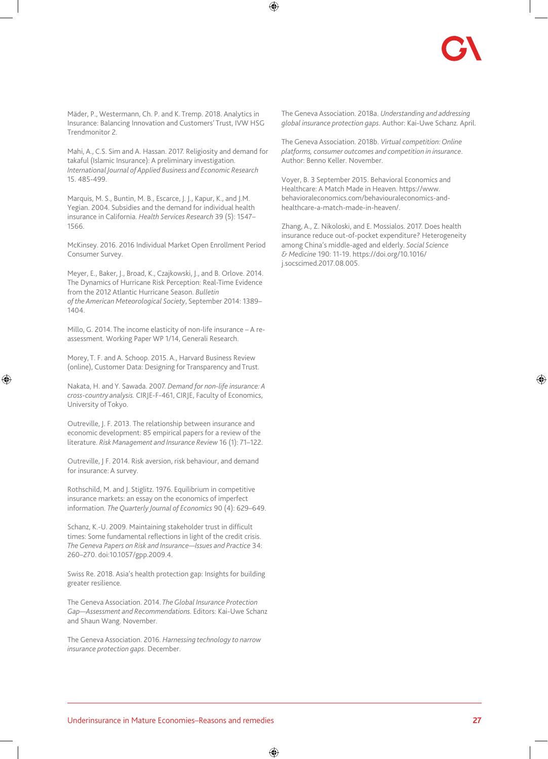Mäder, P., Westermann, Ch. P. and K. Tremp. 2018. Analytics in Insurance: Balancing Innovation and Customers' Trust, IVW HSG Trendmonitor 2.

Mahi, A., C.S. Sim and A. Hassan. 2017. Religiosity and demand for takaful (Islamic Insurance): A preliminary investigation. *International Journal of Applied Business and Economic Research* 15. 485-499.

Marquis, M. S., Buntin, M. B., Escarce, J. J., Kapur, K., and J.M. Yegian. 2004. Subsidies and the demand for individual health insurance in California. *Health Services Research* 39 (5): 1547–1566.

McKinsey. 2016. 2016 Individual Market Open Enrollment Period Consumer Survey.

Meyer, E., Baker, J., Broad, K., Czajkowski, J., and B. Orlove. 2014. The Dynamics of Hurricane Risk Perception: Real-Time Evidence from the 2012 Atlantic Hurricane Season. *Bulletin of the American Meteorological Society*, September 2014: 1389–1404.

Millo, G. 2014. The income elasticity of non-life insurance – A re-assessment. Working Paper WP 1/14, Generali Research.

Morey, T. F. and A. Schoop. 2015. A., Harvard Business Review (online), Customer Data: Designing for Transparency and Trust.

Nakata, H. and Y. Sawada. 2007. *Demand for non-life insurance: A cross-country analysis.* CIRJE-F-461, CIRJE, Faculty of Economics, University of Tokyo.

Outreville, J. F. 2013. The relationship between insurance and economic development: 85 empirical papers for a review of the literature. *Risk Management and Insurance Review* 16 (1): 71–122.

Outreville, J F. 2014. Risk aversion, risk behaviour, and demand for insurance: A survey.

Rothschild, M. and J. Stiglitz. 1976. Equilibrium in competitive insurance markets: an essay on the economics of imperfect information. *The Quarterly Journal of Economics* 90 (4): 629–649.

Schanz, K.-U. 2009. Maintaining stakeholder trust in difficult times: Some fundamental reflections in light of the credit crisis. *The Geneva Papers on Risk and Insurance—Issues and Practice* 34: 260–270. doi:10.1057/gpp.2009.4.

Swiss Re. 2018. Asia's health protection gap: Insights for building greater resilience.

The Geneva Association. 2014. *The Global Insurance Protection Gap—Assessment and Recommendations.* Editors: Kai-Uwe Schanz and Shaun Wang. November.

The Geneva Association. 2016. *Harnessing technology to narrow insurance protection gaps.* December.

The Geneva Association. 2018a. *Understanding and addressing global insurance protection gaps*. Author: Kai-Uwe Schanz. April.

The Geneva Association. 2018b. *Virtual competition: Online platforms, consumer outcomes and competition in insurance*. Author: Benno Keller. November.

Voyer, B. 3 September 2015. Behavioral Economics and Healthcare: A Match Made in Heaven. https://www.behavioraleconomics.com/behaviouraleconomics-and-healthcare-a-match-made-in-heaven/.

Zhang, A., Z. Nikoloski, and E. Mossialos. 2017. Does health insurance reduce out-of-pocket expenditure? Heterogeneity among China's middle-aged and elderly. *Social Science & Medicine* 190: 11-19. https://doi.org/10.1016/j.socscimed.2017.08.005.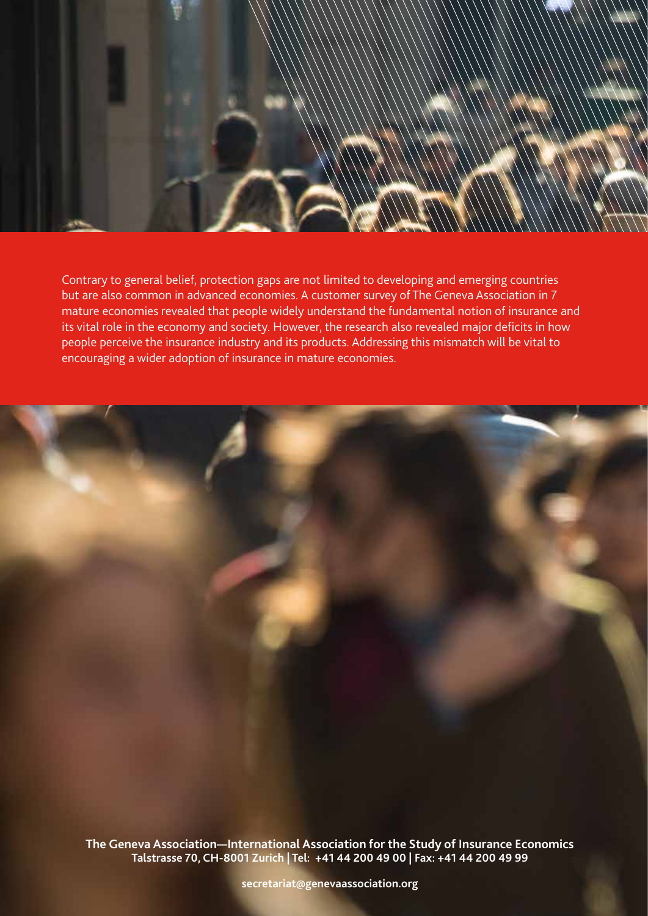Contrary to general belief, protection gaps are not limited to developing and emerging countries but are also common in advanced economies. A customer survey of The Geneva Association in 7 mature economies revealed that people widely understand the fundamental notion of insurance and its vital role in the economy and society. However, the research also revealed major deficits in how people perceive the insurance industry and its products. Addressing this mismatch will be vital to encouraging a wider adoption of insurance in mature economies.

**The Geneva Association—International Association for the Study of Insurance Economics**
**Talstrasse 70, CH-8001 Zurich | Tel: +41 44 200 49 00 | Fax: +41 44 200 49 99**

**secretariat@genevaassociation.org**